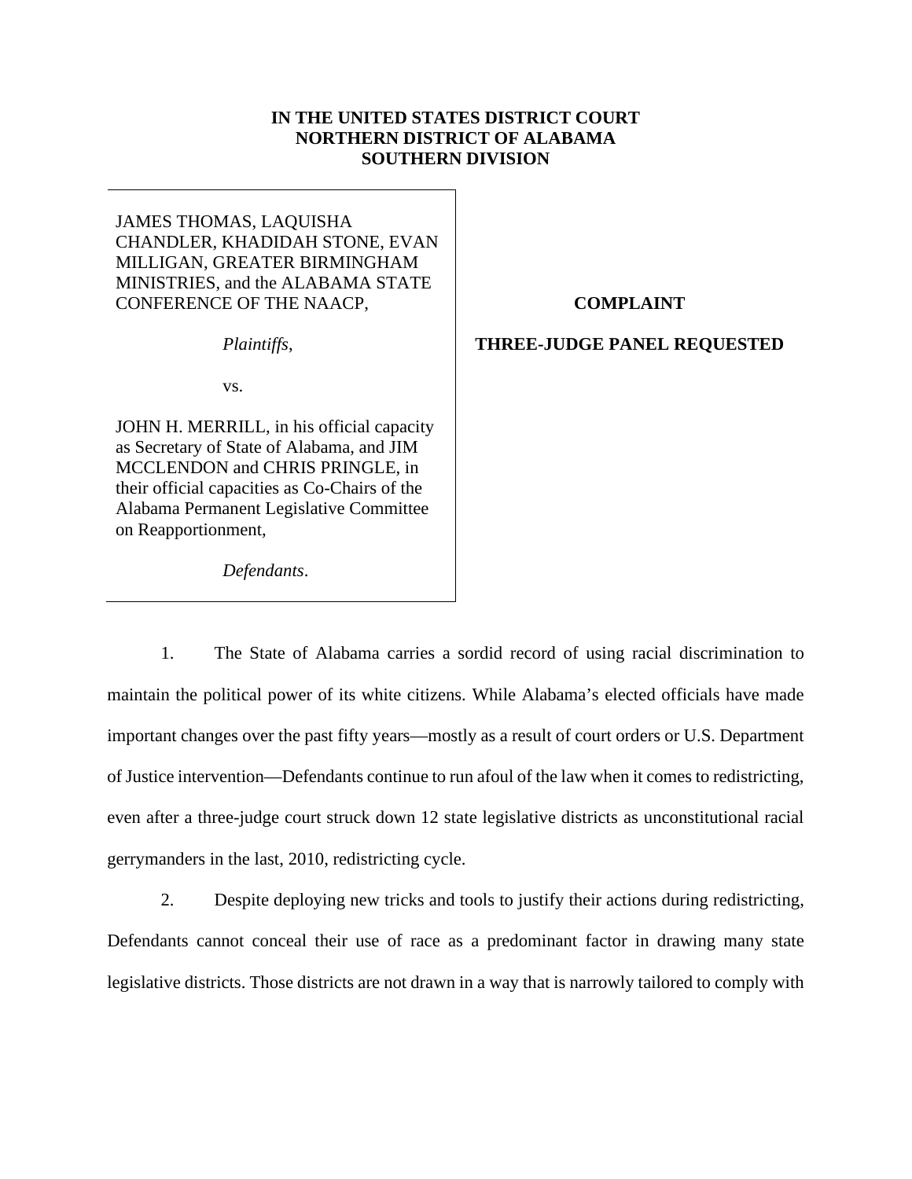**IN THE UNITED STATES DISTRICT COURT**
**NORTHERN DISTRICT OF ALABAMA**
**SOUTHERN DIVISION**

| | |
|---|---|
| JAMES THOMAS, LAQUISHA CHANDLER, KHADIDAH STONE, EVAN MILLIGAN, GREATER BIRMINGHAM MINISTRIES, and the ALABAMA STATE CONFERENCE OF THE NAACP,<br><br>*Plaintiffs*,<br><br>vs.<br><br>JOHN H. MERRILL, in his official capacity as Secretary of State of Alabama, and JIM MCCLENDON and CHRIS PRINGLE, in their official capacities as Co-Chairs of the Alabama Permanent Legislative Committee on Reapportionment,<br><br>*Defendants*. | **COMPLAINT**<br><br>**THREE-JUDGE PANEL REQUESTED** |

1. The State of Alabama carries a sordid record of using racial discrimination to maintain the political power of its white citizens. While Alabama's elected officials have made important changes over the past fifty years—mostly as a result of court orders or U.S. Department of Justice intervention—Defendants continue to run afoul of the law when it comes to redistricting, even after a three-judge court struck down 12 state legislative districts as unconstitutional racial gerrymanders in the last, 2010, redistricting cycle.

2. Despite deploying new tricks and tools to justify their actions during redistricting, Defendants cannot conceal their use of race as a predominant factor in drawing many state legislative districts. Those districts are not drawn in a way that is narrowly tailored to comply with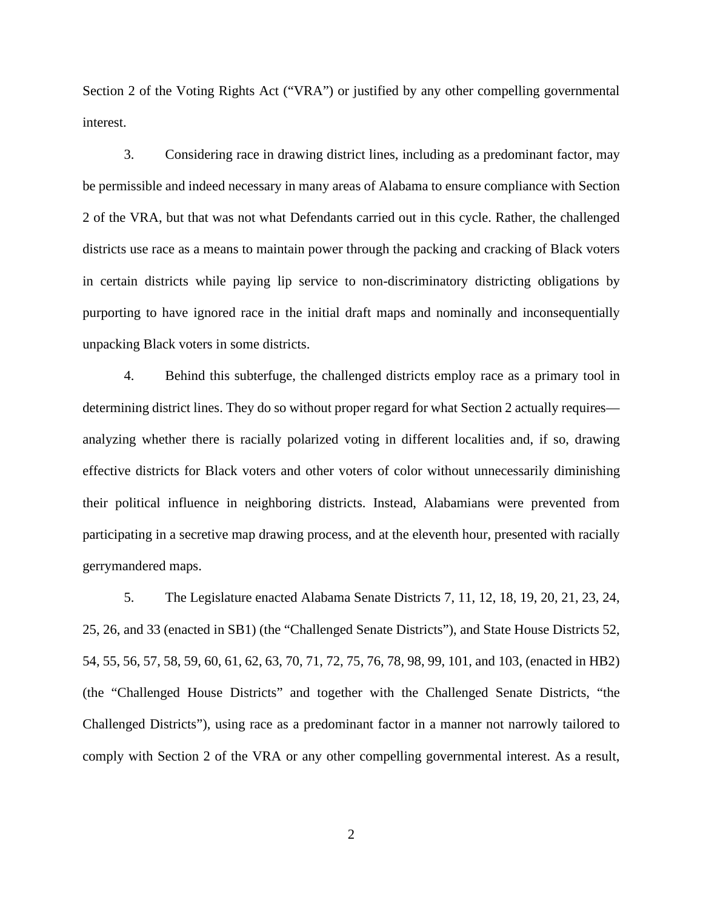Section 2 of the Voting Rights Act ("VRA") or justified by any other compelling governmental interest.

3. Considering race in drawing district lines, including as a predominant factor, may be permissible and indeed necessary in many areas of Alabama to ensure compliance with Section 2 of the VRA, but that was not what Defendants carried out in this cycle. Rather, the challenged districts use race as a means to maintain power through the packing and cracking of Black voters in certain districts while paying lip service to non-discriminatory districting obligations by purporting to have ignored race in the initial draft maps and nominally and inconsequentially unpacking Black voters in some districts.

4. Behind this subterfuge, the challenged districts employ race as a primary tool in determining district lines. They do so without proper regard for what Section 2 actually requires—analyzing whether there is racially polarized voting in different localities and, if so, drawing effective districts for Black voters and other voters of color without unnecessarily diminishing their political influence in neighboring districts. Instead, Alabamians were prevented from participating in a secretive map drawing process, and at the eleventh hour, presented with racially gerrymandered maps.

5. The Legislature enacted Alabama Senate Districts 7, 11, 12, 18, 19, 20, 21, 23, 24, 25, 26, and 33 (enacted in SB1) (the "Challenged Senate Districts"), and State House Districts 52, 54, 55, 56, 57, 58, 59, 60, 61, 62, 63, 70, 71, 72, 75, 76, 78, 98, 99, 101, and 103, (enacted in HB2) (the "Challenged House Districts" and together with the Challenged Senate Districts, "the Challenged Districts"), using race as a predominant factor in a manner not narrowly tailored to comply with Section 2 of the VRA or any other compelling governmental interest. As a result,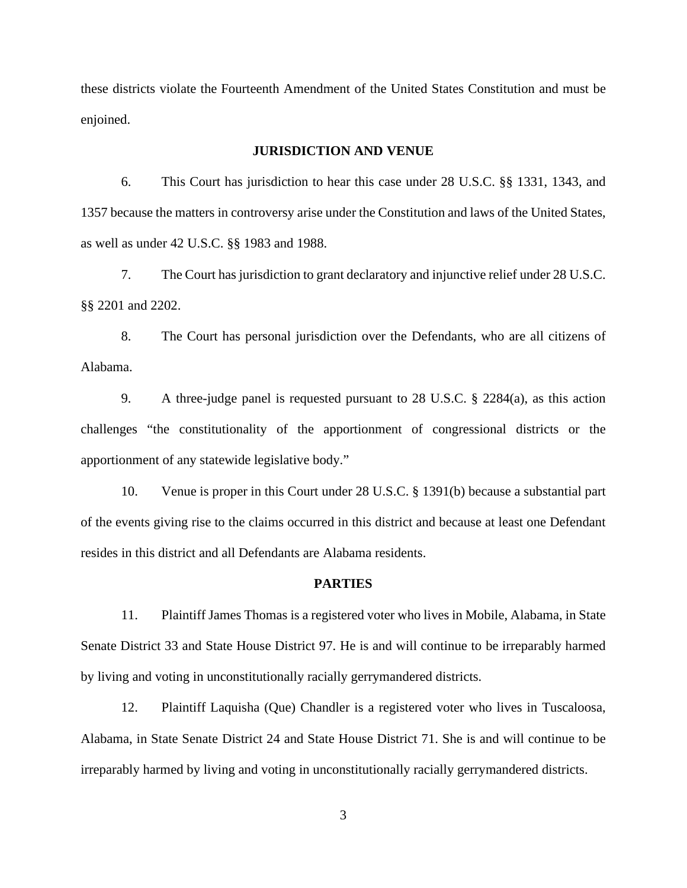these districts violate the Fourteenth Amendment of the United States Constitution and must be enjoined.

## JURISDICTION AND VENUE

6. This Court has jurisdiction to hear this case under 28 U.S.C. §§ 1331, 1343, and 1357 because the matters in controversy arise under the Constitution and laws of the United States, as well as under 42 U.S.C. §§ 1983 and 1988.

7. The Court has jurisdiction to grant declaratory and injunctive relief under 28 U.S.C. §§ 2201 and 2202.

8. The Court has personal jurisdiction over the Defendants, who are all citizens of Alabama.

9. A three-judge panel is requested pursuant to 28 U.S.C. § 2284(a), as this action challenges "the constitutionality of the apportionment of congressional districts or the apportionment of any statewide legislative body."

10. Venue is proper in this Court under 28 U.S.C. § 1391(b) because a substantial part of the events giving rise to the claims occurred in this district and because at least one Defendant resides in this district and all Defendants are Alabama residents.

## PARTIES

11. Plaintiff James Thomas is a registered voter who lives in Mobile, Alabama, in State Senate District 33 and State House District 97. He is and will continue to be irreparably harmed by living and voting in unconstitutionally racially gerrymandered districts.

12. Plaintiff Laquisha (Que) Chandler is a registered voter who lives in Tuscaloosa, Alabama, in State Senate District 24 and State House District 71. She is and will continue to be irreparably harmed by living and voting in unconstitutionally racially gerrymandered districts.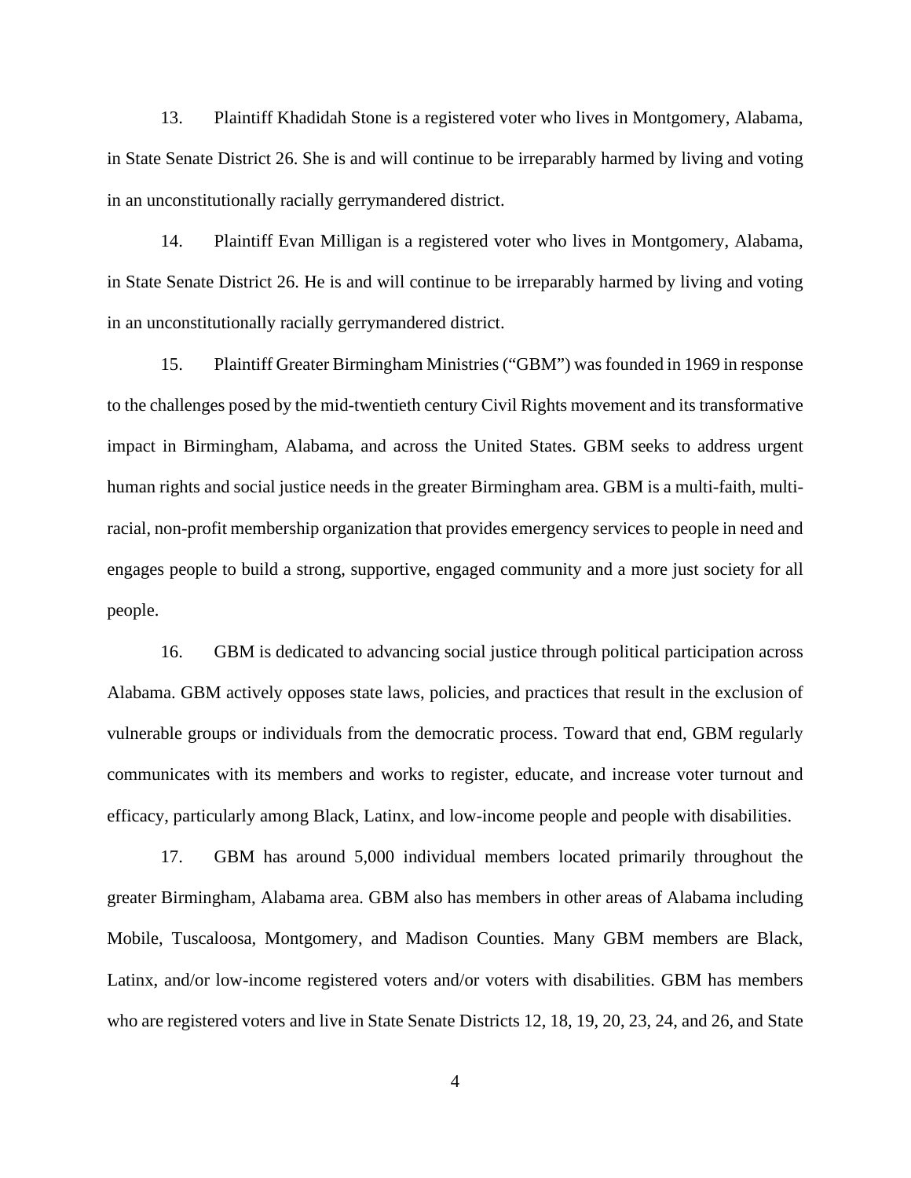13. Plaintiff Khadidah Stone is a registered voter who lives in Montgomery, Alabama, in State Senate District 26. She is and will continue to be irreparably harmed by living and voting in an unconstitutionally racially gerrymandered district.

14. Plaintiff Evan Milligan is a registered voter who lives in Montgomery, Alabama, in State Senate District 26. He is and will continue to be irreparably harmed by living and voting in an unconstitutionally racially gerrymandered district.

15. Plaintiff Greater Birmingham Ministries ("GBM") was founded in 1969 in response to the challenges posed by the mid-twentieth century Civil Rights movement and its transformative impact in Birmingham, Alabama, and across the United States. GBM seeks to address urgent human rights and social justice needs in the greater Birmingham area. GBM is a multi-faith, multi-racial, non-profit membership organization that provides emergency services to people in need and engages people to build a strong, supportive, engaged community and a more just society for all people.

16. GBM is dedicated to advancing social justice through political participation across Alabama. GBM actively opposes state laws, policies, and practices that result in the exclusion of vulnerable groups or individuals from the democratic process. Toward that end, GBM regularly communicates with its members and works to register, educate, and increase voter turnout and efficacy, particularly among Black, Latinx, and low-income people and people with disabilities.

17. GBM has around 5,000 individual members located primarily throughout the greater Birmingham, Alabama area. GBM also has members in other areas of Alabama including Mobile, Tuscaloosa, Montgomery, and Madison Counties. Many GBM members are Black, Latinx, and/or low-income registered voters and/or voters with disabilities. GBM has members who are registered voters and live in State Senate Districts 12, 18, 19, 20, 23, 24, and 26, and State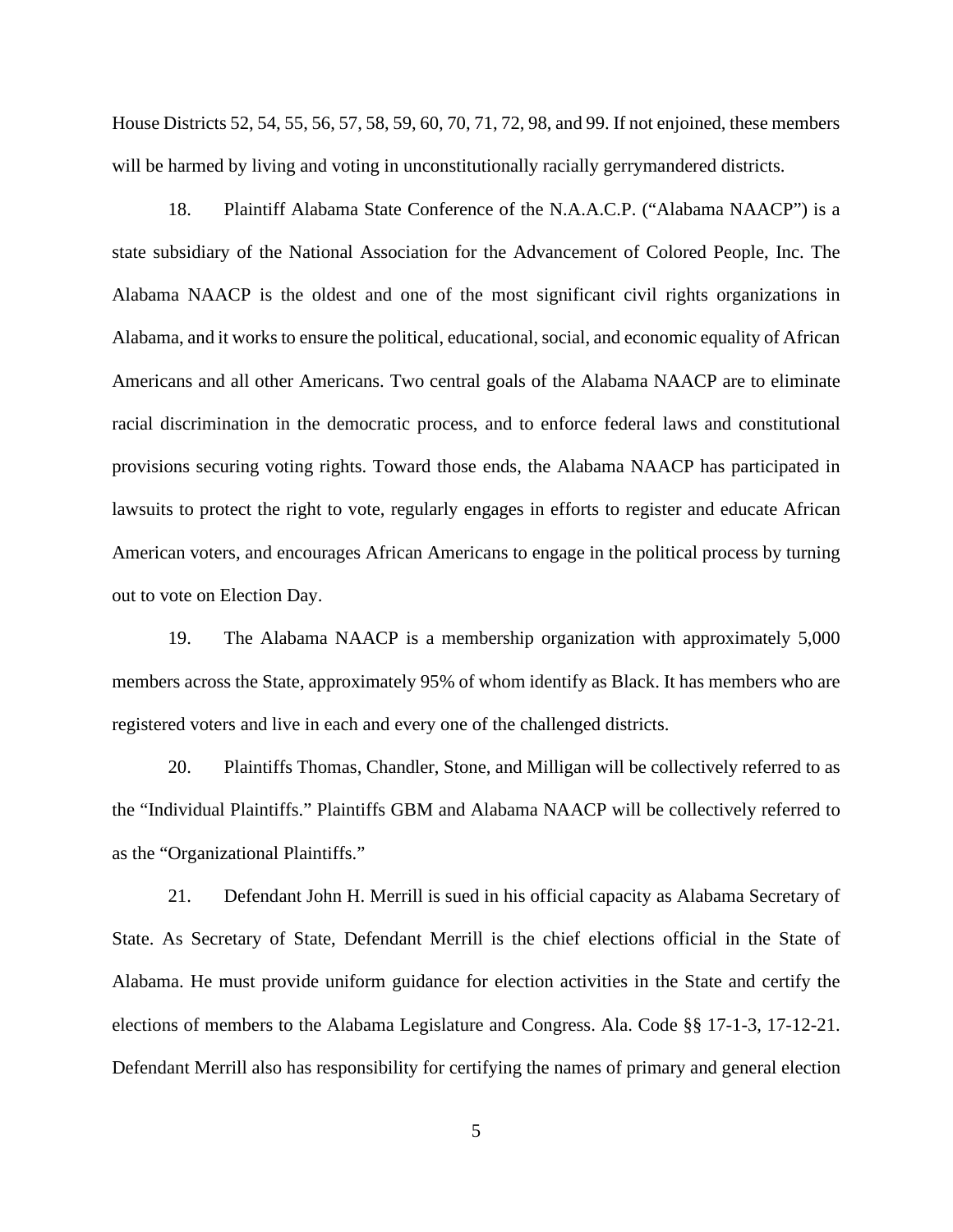House Districts 52, 54, 55, 56, 57, 58, 59, 60, 70, 71, 72, 98, and 99. If not enjoined, these members will be harmed by living and voting in unconstitutionally racially gerrymandered districts.

18. Plaintiff Alabama State Conference of the N.A.A.C.P. ("Alabama NAACP") is a state subsidiary of the National Association for the Advancement of Colored People, Inc. The Alabama NAACP is the oldest and one of the most significant civil rights organizations in Alabama, and it works to ensure the political, educational, social, and economic equality of African Americans and all other Americans. Two central goals of the Alabama NAACP are to eliminate racial discrimination in the democratic process, and to enforce federal laws and constitutional provisions securing voting rights. Toward those ends, the Alabama NAACP has participated in lawsuits to protect the right to vote, regularly engages in efforts to register and educate African American voters, and encourages African Americans to engage in the political process by turning out to vote on Election Day.

19. The Alabama NAACP is a membership organization with approximately 5,000 members across the State, approximately 95% of whom identify as Black. It has members who are registered voters and live in each and every one of the challenged districts.

20. Plaintiffs Thomas, Chandler, Stone, and Milligan will be collectively referred to as the "Individual Plaintiffs." Plaintiffs GBM and Alabama NAACP will be collectively referred to as the "Organizational Plaintiffs."

21. Defendant John H. Merrill is sued in his official capacity as Alabama Secretary of State. As Secretary of State, Defendant Merrill is the chief elections official in the State of Alabama. He must provide uniform guidance for election activities in the State and certify the elections of members to the Alabama Legislature and Congress. Ala. Code §§ 17-1-3, 17-12-21. Defendant Merrill also has responsibility for certifying the names of primary and general election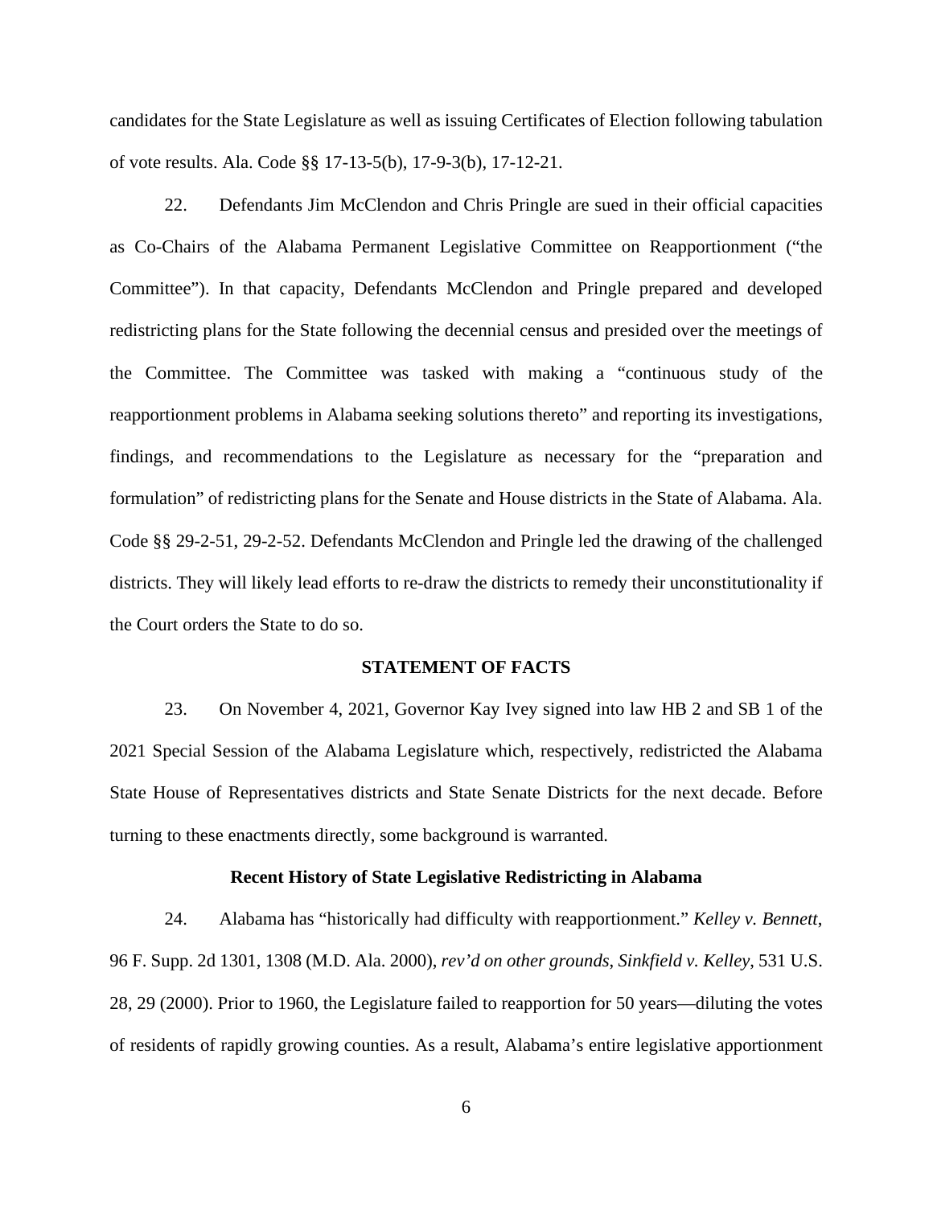candidates for the State Legislature as well as issuing Certificates of Election following tabulation of vote results. Ala. Code §§ 17-13-5(b), 17-9-3(b), 17-12-21.

22. Defendants Jim McClendon and Chris Pringle are sued in their official capacities as Co-Chairs of the Alabama Permanent Legislative Committee on Reapportionment ("the Committee"). In that capacity, Defendants McClendon and Pringle prepared and developed redistricting plans for the State following the decennial census and presided over the meetings of the Committee. The Committee was tasked with making a "continuous study of the reapportionment problems in Alabama seeking solutions thereto" and reporting its investigations, findings, and recommendations to the Legislature as necessary for the "preparation and formulation" of redistricting plans for the Senate and House districts in the State of Alabama. Ala. Code §§ 29-2-51, 29-2-52. Defendants McClendon and Pringle led the drawing of the challenged districts. They will likely lead efforts to re-draw the districts to remedy their unconstitutionality if the Court orders the State to do so.

## STATEMENT OF FACTS

23. On November 4, 2021, Governor Kay Ivey signed into law HB 2 and SB 1 of the 2021 Special Session of the Alabama Legislature which, respectively, redistricted the Alabama State House of Representatives districts and State Senate Districts for the next decade. Before turning to these enactments directly, some background is warranted.

### Recent History of State Legislative Redistricting in Alabama

24. Alabama has "historically had difficulty with reapportionment." *Kelley v. Bennett*, 96 F. Supp. 2d 1301, 1308 (M.D. Ala. 2000), *rev'd on other grounds*, *Sinkfield v. Kelley*, 531 U.S. 28, 29 (2000). Prior to 1960, the Legislature failed to reapportion for 50 years—diluting the votes of residents of rapidly growing counties. As a result, Alabama's entire legislative apportionment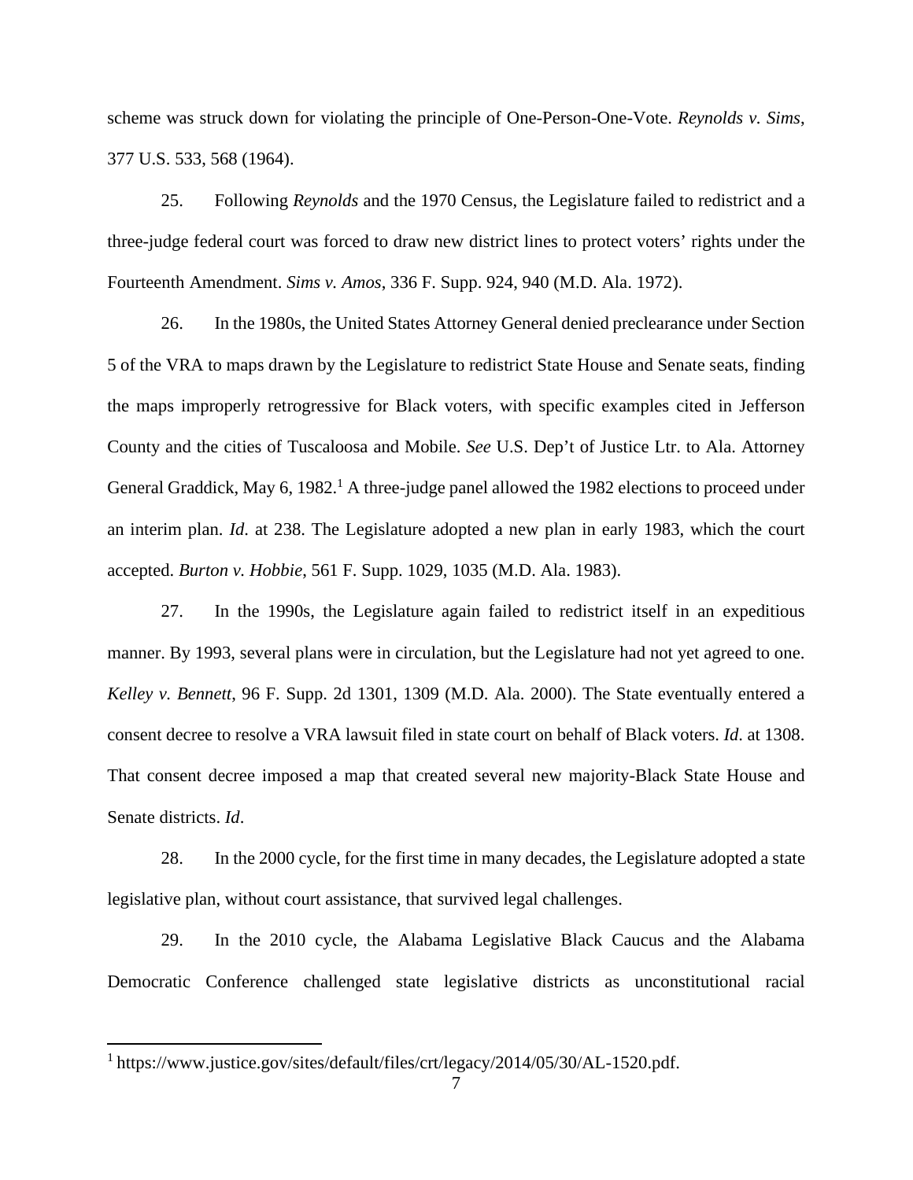scheme was struck down for violating the principle of One-Person-One-Vote. *Reynolds v. Sims*, 377 U.S. 533, 568 (1964).

25. Following *Reynolds* and the 1970 Census, the Legislature failed to redistrict and a three-judge federal court was forced to draw new district lines to protect voters' rights under the Fourteenth Amendment. *Sims v. Amos*, 336 F. Supp. 924, 940 (M.D. Ala. 1972).

26. In the 1980s, the United States Attorney General denied preclearance under Section 5 of the VRA to maps drawn by the Legislature to redistrict State House and Senate seats, finding the maps improperly retrogressive for Black voters, with specific examples cited in Jefferson County and the cities of Tuscaloosa and Mobile. *See* U.S. Dep't of Justice Ltr. to Ala. Attorney General Graddick, May 6, 1982.[1] A three-judge panel allowed the 1982 elections to proceed under an interim plan. *Id*. at 238. The Legislature adopted a new plan in early 1983, which the court accepted. *Burton v. Hobbie*, 561 F. Supp. 1029, 1035 (M.D. Ala. 1983).

27. In the 1990s, the Legislature again failed to redistrict itself in an expeditious manner. By 1993, several plans were in circulation, but the Legislature had not yet agreed to one. *Kelley v. Bennett*, 96 F. Supp. 2d 1301, 1309 (M.D. Ala. 2000). The State eventually entered a consent decree to resolve a VRA lawsuit filed in state court on behalf of Black voters. *Id*. at 1308. That consent decree imposed a map that created several new majority-Black State House and Senate districts. *Id*.

28. In the 2000 cycle, for the first time in many decades, the Legislature adopted a state legislative plan, without court assistance, that survived legal challenges.

29. In the 2010 cycle, the Alabama Legislative Black Caucus and the Alabama Democratic Conference challenged state legislative districts as unconstitutional racial

[1] https://www.justice.gov/sites/default/files/crt/legacy/2014/05/30/AL-1520.pdf.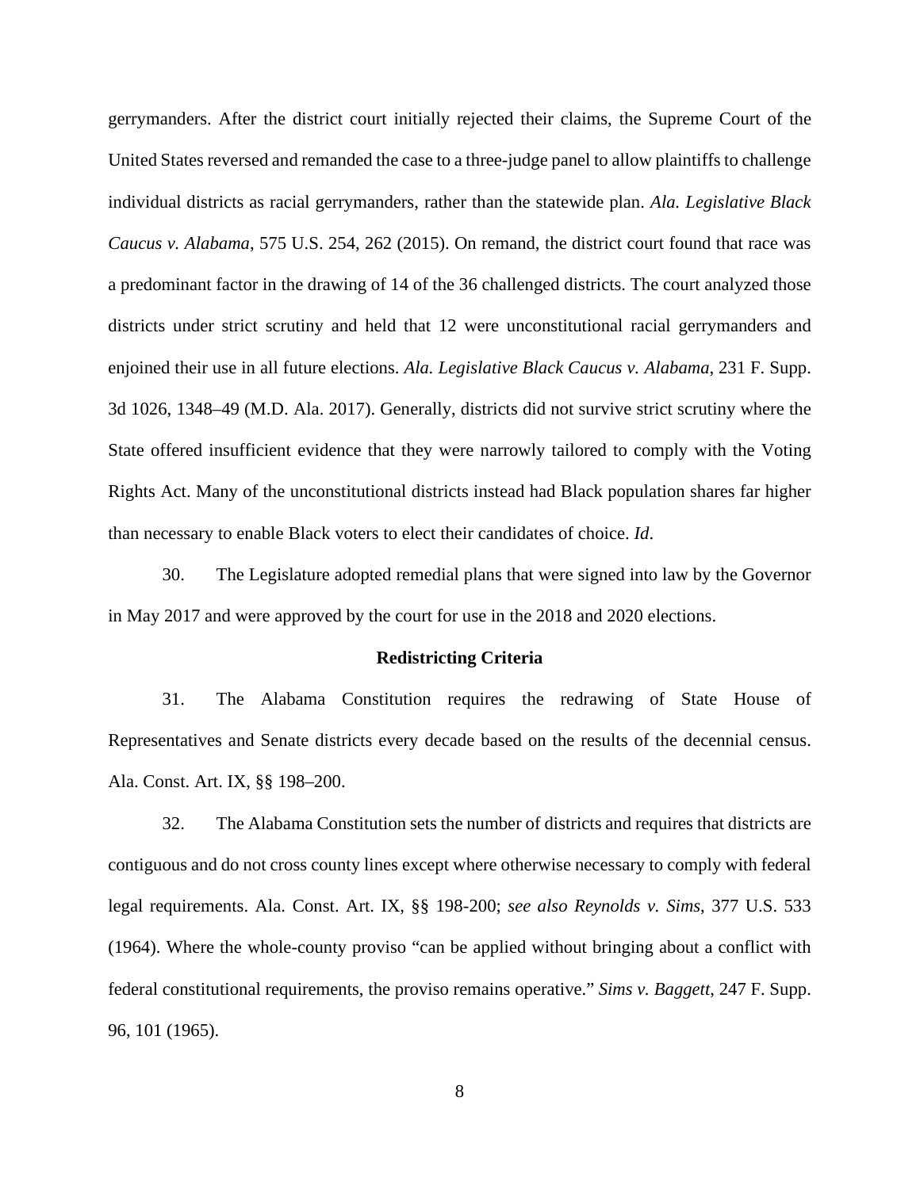gerrymanders. After the district court initially rejected their claims, the Supreme Court of the United States reversed and remanded the case to a three-judge panel to allow plaintiffs to challenge individual districts as racial gerrymanders, rather than the statewide plan. *Ala. Legislative Black Caucus v. Alabama*, 575 U.S. 254, 262 (2015). On remand, the district court found that race was a predominant factor in the drawing of 14 of the 36 challenged districts. The court analyzed those districts under strict scrutiny and held that 12 were unconstitutional racial gerrymanders and enjoined their use in all future elections. *Ala. Legislative Black Caucus v. Alabama*, 231 F. Supp. 3d 1026, 1348–49 (M.D. Ala. 2017). Generally, districts did not survive strict scrutiny where the State offered insufficient evidence that they were narrowly tailored to comply with the Voting Rights Act. Many of the unconstitutional districts instead had Black population shares far higher than necessary to enable Black voters to elect their candidates of choice. *Id*.

30. The Legislature adopted remedial plans that were signed into law by the Governor in May 2017 and were approved by the court for use in the 2018 and 2020 elections.

**Redistricting Criteria**

31. The Alabama Constitution requires the redrawing of State House of Representatives and Senate districts every decade based on the results of the decennial census. Ala. Const. Art. IX, §§ 198–200.

32. The Alabama Constitution sets the number of districts and requires that districts are contiguous and do not cross county lines except where otherwise necessary to comply with federal legal requirements. Ala. Const. Art. IX, §§ 198-200; *see also Reynolds v. Sims*, 377 U.S. 533 (1964). Where the whole-county proviso "can be applied without bringing about a conflict with federal constitutional requirements, the proviso remains operative." *Sims v. Baggett*, 247 F. Supp. 96, 101 (1965).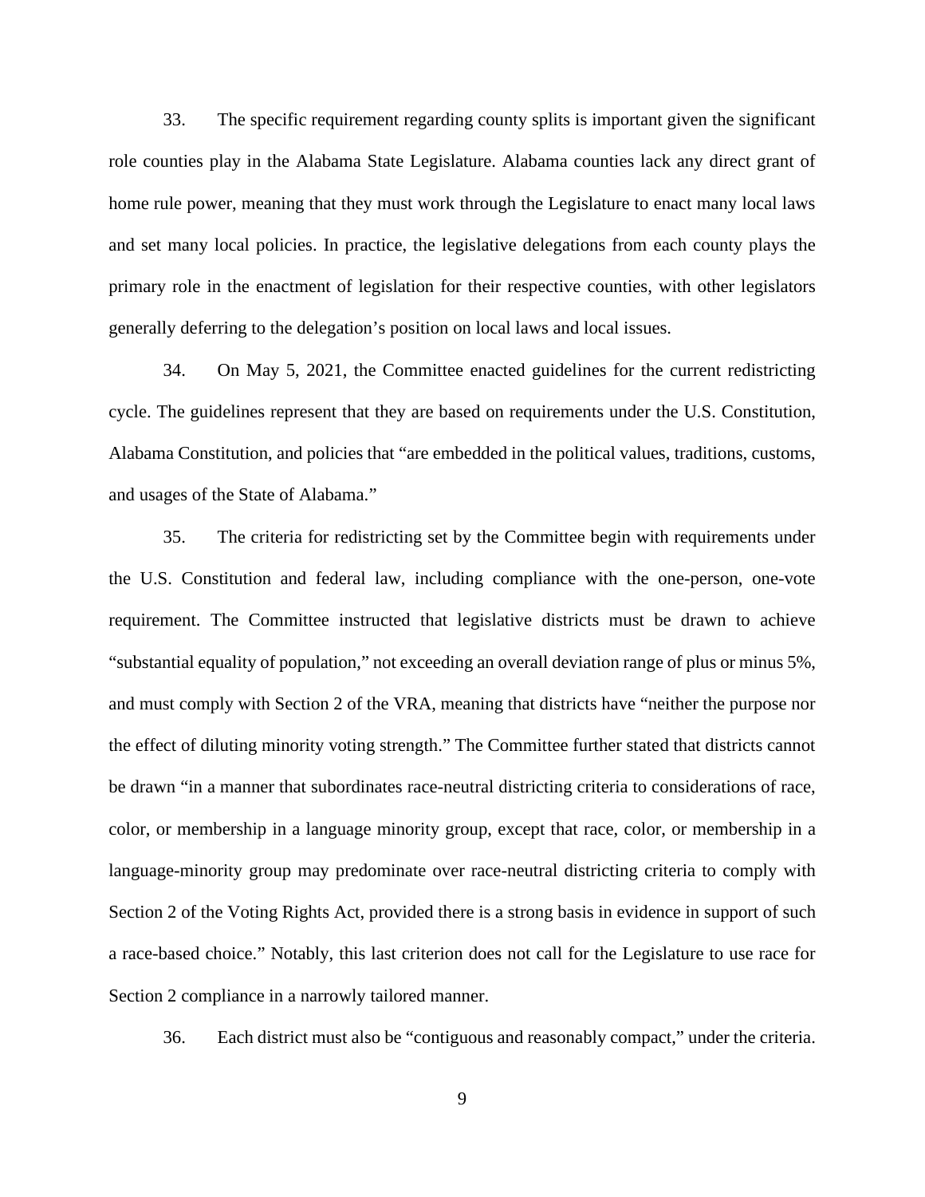33. The specific requirement regarding county splits is important given the significant role counties play in the Alabama State Legislature. Alabama counties lack any direct grant of home rule power, meaning that they must work through the Legislature to enact many local laws and set many local policies. In practice, the legislative delegations from each county plays the primary role in the enactment of legislation for their respective counties, with other legislators generally deferring to the delegation's position on local laws and local issues.

34. On May 5, 2021, the Committee enacted guidelines for the current redistricting cycle. The guidelines represent that they are based on requirements under the U.S. Constitution, Alabama Constitution, and policies that "are embedded in the political values, traditions, customs, and usages of the State of Alabama."

35. The criteria for redistricting set by the Committee begin with requirements under the U.S. Constitution and federal law, including compliance with the one-person, one-vote requirement. The Committee instructed that legislative districts must be drawn to achieve "substantial equality of population," not exceeding an overall deviation range of plus or minus 5%, and must comply with Section 2 of the VRA, meaning that districts have "neither the purpose nor the effect of diluting minority voting strength." The Committee further stated that districts cannot be drawn "in a manner that subordinates race-neutral districting criteria to considerations of race, color, or membership in a language minority group, except that race, color, or membership in a language-minority group may predominate over race-neutral districting criteria to comply with Section 2 of the Voting Rights Act, provided there is a strong basis in evidence in support of such a race-based choice." Notably, this last criterion does not call for the Legislature to use race for Section 2 compliance in a narrowly tailored manner.

36. Each district must also be "contiguous and reasonably compact," under the criteria.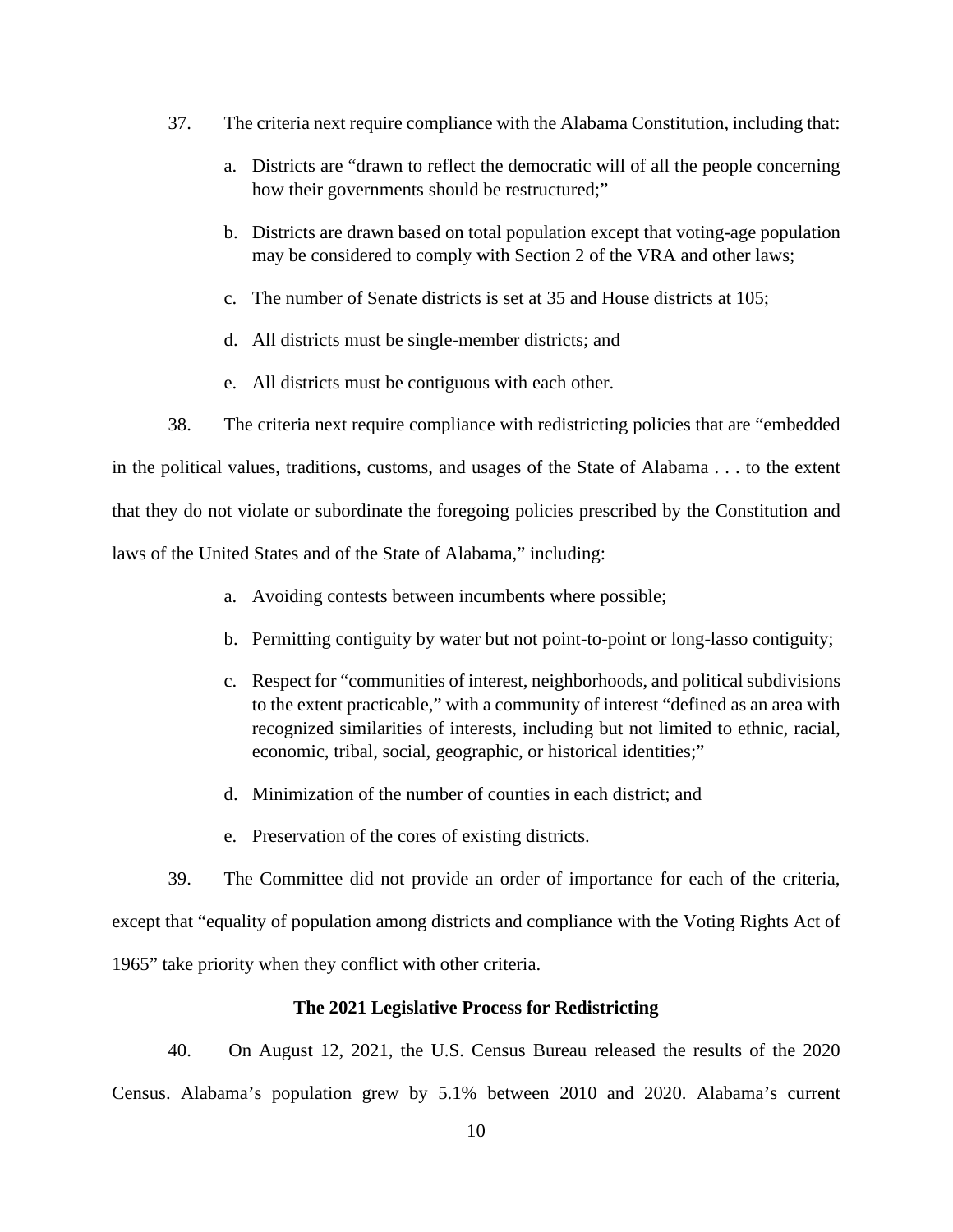37. The criteria next require compliance with the Alabama Constitution, including that:

   a. Districts are "drawn to reflect the democratic will of all the people concerning how their governments should be restructured;"

   b. Districts are drawn based on total population except that voting-age population may be considered to comply with Section 2 of the VRA and other laws;

   c. The number of Senate districts is set at 35 and House districts at 105;

   d. All districts must be single-member districts; and

   e. All districts must be contiguous with each other.

38. The criteria next require compliance with redistricting policies that are "embedded in the political values, traditions, customs, and usages of the State of Alabama . . . to the extent that they do not violate or subordinate the foregoing policies prescribed by the Constitution and laws of the United States and of the State of Alabama," including:

   a. Avoiding contests between incumbents where possible;

   b. Permitting contiguity by water but not point-to-point or long-lasso contiguity;

   c. Respect for "communities of interest, neighborhoods, and political subdivisions to the extent practicable," with a community of interest "defined as an area with recognized similarities of interests, including but not limited to ethnic, racial, economic, tribal, social, geographic, or historical identities;"

   d. Minimization of the number of counties in each district; and

   e. Preservation of the cores of existing districts.

39. The Committee did not provide an order of importance for each of the criteria, except that "equality of population among districts and compliance with the Voting Rights Act of 1965" take priority when they conflict with other criteria.

**The 2021 Legislative Process for Redistricting**

40. On August 12, 2021, the U.S. Census Bureau released the results of the 2020 Census. Alabama's population grew by 5.1% between 2010 and 2020. Alabama's current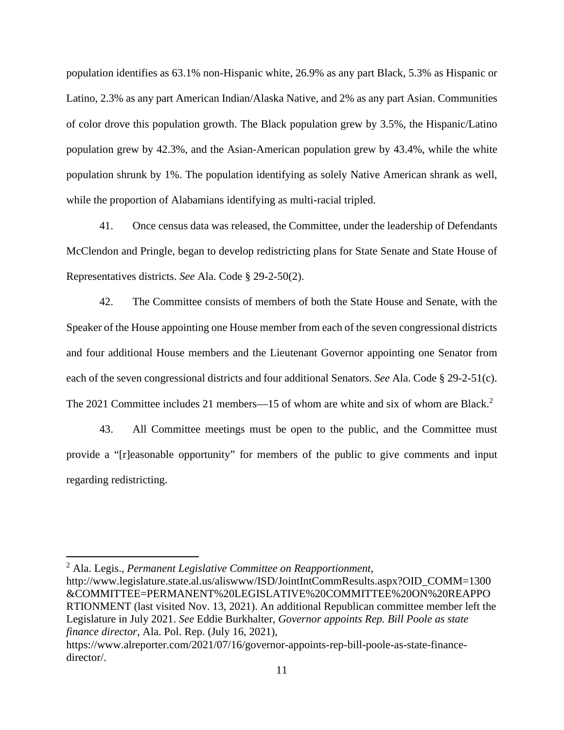population identifies as 63.1% non-Hispanic white, 26.9% as any part Black, 5.3% as Hispanic or Latino, 2.3% as any part American Indian/Alaska Native, and 2% as any part Asian. Communities of color drove this population growth. The Black population grew by 3.5%, the Hispanic/Latino population grew by 42.3%, and the Asian-American population grew by 43.4%, while the white population shrunk by 1%. The population identifying as solely Native American shrank as well, while the proportion of Alabamians identifying as multi-racial tripled.

41. Once census data was released, the Committee, under the leadership of Defendants McClendon and Pringle, began to develop redistricting plans for State Senate and State House of Representatives districts. *See* Ala. Code § 29-2-50(2).

42. The Committee consists of members of both the State House and Senate, with the Speaker of the House appointing one House member from each of the seven congressional districts and four additional House members and the Lieutenant Governor appointing one Senator from each of the seven congressional districts and four additional Senators. *See* Ala. Code § 29-2-51(c). The 2021 Committee includes 21 members—15 of whom are white and six of whom are Black.[2]

43. All Committee meetings must be open to the public, and the Committee must provide a "[r]easonable opportunity" for members of the public to give comments and input regarding redistricting.

---

[2] Ala. Legis., *Permanent Legislative Committee on Reapportionment*, http://www.legislature.state.al.us/aliswww/ISD/JointIntCommResults.aspx?OID_COMM=1300&COMMITTEE=PERMANENT%20LEGISLATIVE%20COMMITTEE%20ON%20REAPPORTIONMENT (last visited Nov. 13, 2021). An additional Republican committee member left the Legislature in July 2021. *See* Eddie Burkhalter, *Governor appoints Rep. Bill Poole as state finance director*, Ala. Pol. Rep. (July 16, 2021), https://www.alreporter.com/2021/07/16/governor-appoints-rep-bill-poole-as-state-finance-director/.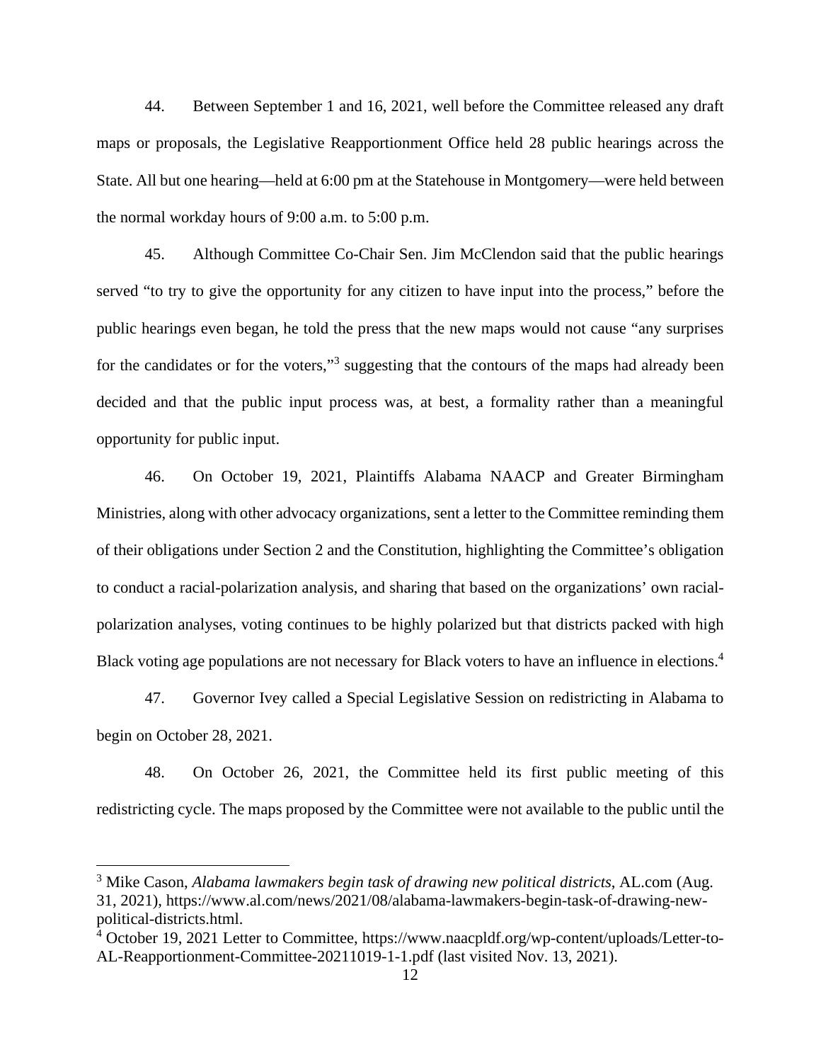44. Between September 1 and 16, 2021, well before the Committee released any draft maps or proposals, the Legislative Reapportionment Office held 28 public hearings across the State. All but one hearing—held at 6:00 pm at the Statehouse in Montgomery—were held between the normal workday hours of 9:00 a.m. to 5:00 p.m.

45. Although Committee Co-Chair Sen. Jim McClendon said that the public hearings served "to try to give the opportunity for any citizen to have input into the process," before the public hearings even began, he told the press that the new maps would not cause "any surprises for the candidates or for the voters,"[3] suggesting that the contours of the maps had already been decided and that the public input process was, at best, a formality rather than a meaningful opportunity for public input.

46. On October 19, 2021, Plaintiffs Alabama NAACP and Greater Birmingham Ministries, along with other advocacy organizations, sent a letter to the Committee reminding them of their obligations under Section 2 and the Constitution, highlighting the Committee's obligation to conduct a racial-polarization analysis, and sharing that based on the organizations' own racial-polarization analyses, voting continues to be highly polarized but that districts packed with high Black voting age populations are not necessary for Black voters to have an influence in elections.[4]

47. Governor Ivey called a Special Legislative Session on redistricting in Alabama to begin on October 28, 2021.

48. On October 26, 2021, the Committee held its first public meeting of this redistricting cycle. The maps proposed by the Committee were not available to the public until the

---

[3] Mike Cason, *Alabama lawmakers begin task of drawing new political districts*, AL.com (Aug. 31, 2021), https://www.al.com/news/2021/08/alabama-lawmakers-begin-task-of-drawing-new-political-districts.html.

[4] October 19, 2021 Letter to Committee, https://www.naacpldf.org/wp-content/uploads/Letter-to-AL-Reapportionment-Committee-20211019-1-1.pdf (last visited Nov. 13, 2021).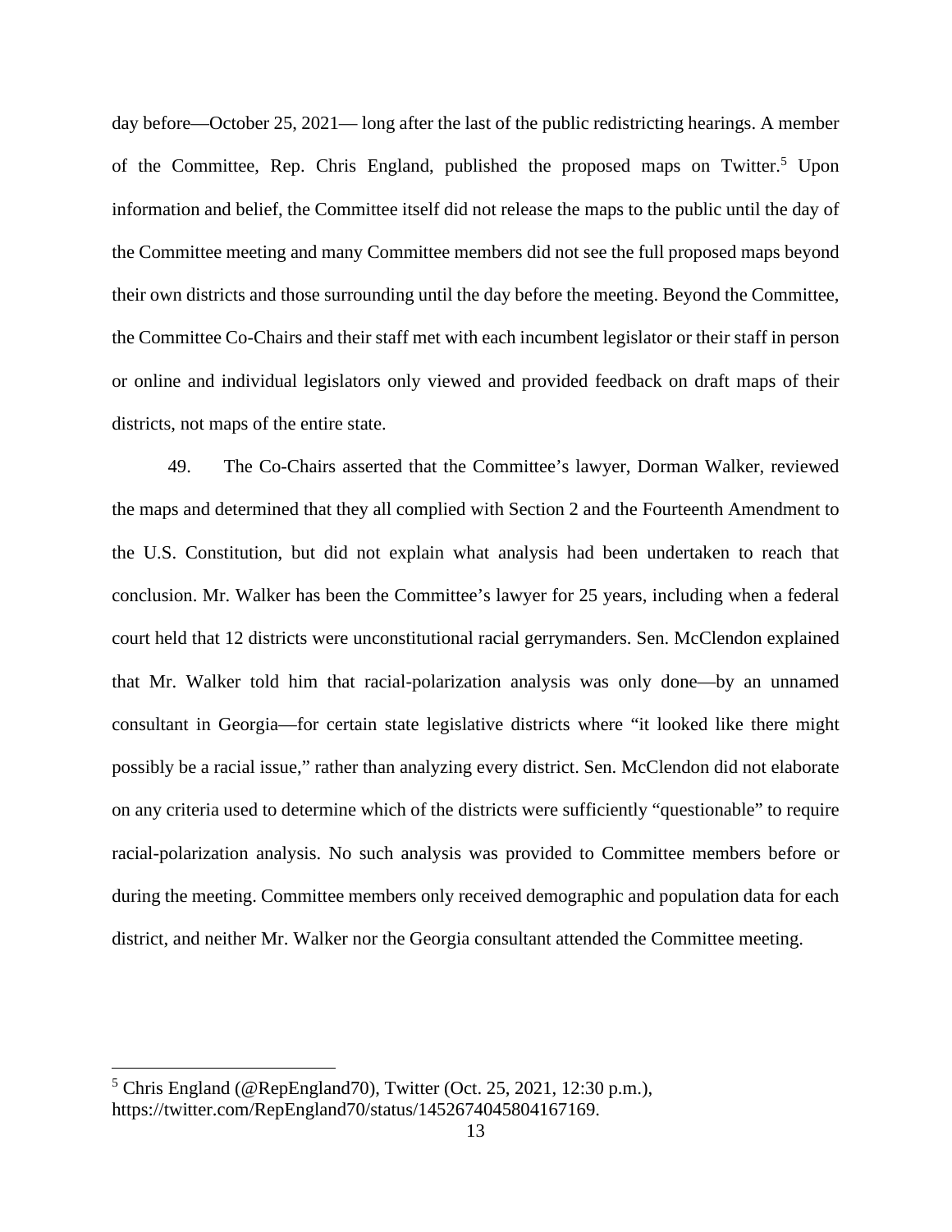day before—October 25, 2021— long after the last of the public redistricting hearings. A member of the Committee, Rep. Chris England, published the proposed maps on Twitter.[5] Upon information and belief, the Committee itself did not release the maps to the public until the day of the Committee meeting and many Committee members did not see the full proposed maps beyond their own districts and those surrounding until the day before the meeting. Beyond the Committee, the Committee Co-Chairs and their staff met with each incumbent legislator or their staff in person or online and individual legislators only viewed and provided feedback on draft maps of their districts, not maps of the entire state.

49. The Co-Chairs asserted that the Committee's lawyer, Dorman Walker, reviewed the maps and determined that they all complied with Section 2 and the Fourteenth Amendment to the U.S. Constitution, but did not explain what analysis had been undertaken to reach that conclusion. Mr. Walker has been the Committee's lawyer for 25 years, including when a federal court held that 12 districts were unconstitutional racial gerrymanders. Sen. McClendon explained that Mr. Walker told him that racial-polarization analysis was only done—by an unnamed consultant in Georgia—for certain state legislative districts where "it looked like there might possibly be a racial issue," rather than analyzing every district. Sen. McClendon did not elaborate on any criteria used to determine which of the districts were sufficiently "questionable" to require racial-polarization analysis. No such analysis was provided to Committee members before or during the meeting. Committee members only received demographic and population data for each district, and neither Mr. Walker nor the Georgia consultant attended the Committee meeting.

[5] Chris England (@RepEngland70), Twitter (Oct. 25, 2021, 12:30 p.m.), https://twitter.com/RepEngland70/status/1452674045804167169.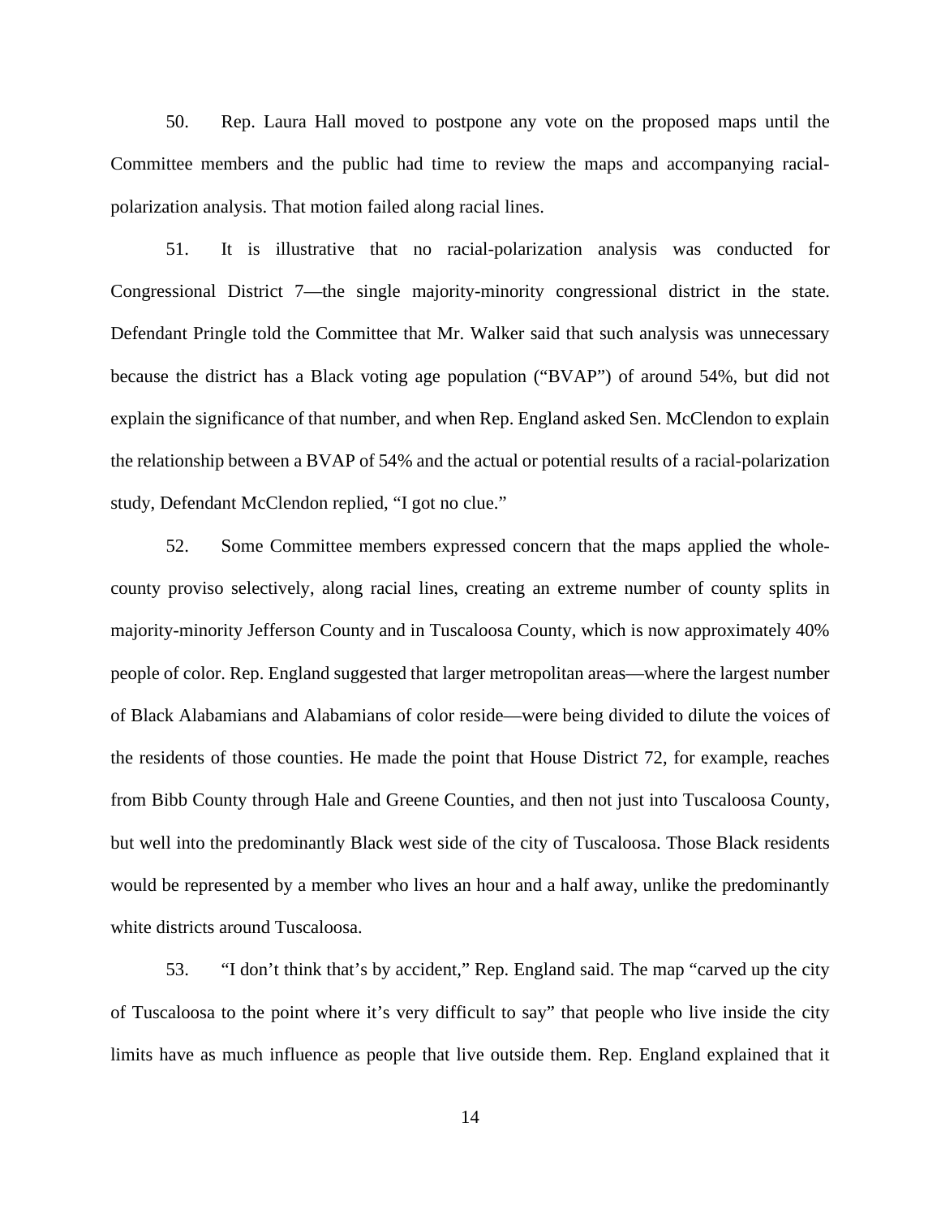50. Rep. Laura Hall moved to postpone any vote on the proposed maps until the Committee members and the public had time to review the maps and accompanying racial-polarization analysis. That motion failed along racial lines.

51. It is illustrative that no racial-polarization analysis was conducted for Congressional District 7—the single majority-minority congressional district in the state. Defendant Pringle told the Committee that Mr. Walker said that such analysis was unnecessary because the district has a Black voting age population ("BVAP") of around 54%, but did not explain the significance of that number, and when Rep. England asked Sen. McClendon to explain the relationship between a BVAP of 54% and the actual or potential results of a racial-polarization study, Defendant McClendon replied, "I got no clue."

52. Some Committee members expressed concern that the maps applied the whole-county proviso selectively, along racial lines, creating an extreme number of county splits in majority-minority Jefferson County and in Tuscaloosa County, which is now approximately 40% people of color. Rep. England suggested that larger metropolitan areas—where the largest number of Black Alabamians and Alabamians of color reside—were being divided to dilute the voices of the residents of those counties. He made the point that House District 72, for example, reaches from Bibb County through Hale and Greene Counties, and then not just into Tuscaloosa County, but well into the predominantly Black west side of the city of Tuscaloosa. Those Black residents would be represented by a member who lives an hour and a half away, unlike the predominantly white districts around Tuscaloosa.

53. "I don't think that's by accident," Rep. England said. The map "carved up the city of Tuscaloosa to the point where it's very difficult to say" that people who live inside the city limits have as much influence as people that live outside them. Rep. England explained that it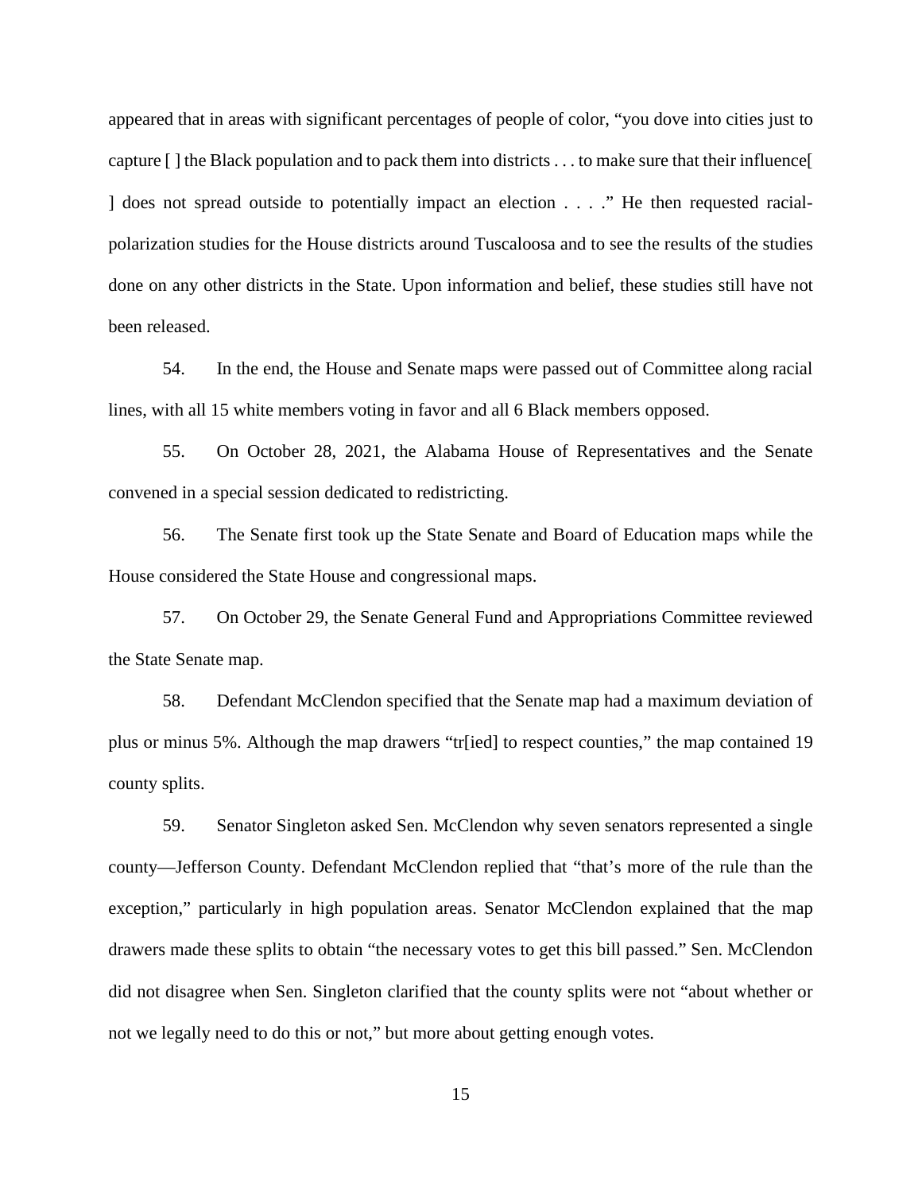appeared that in areas with significant percentages of people of color, "you dove into cities just to capture [ ] the Black population and to pack them into districts . . . to make sure that their influence[ ] does not spread outside to potentially impact an election . . . ." He then requested racial-polarization studies for the House districts around Tuscaloosa and to see the results of the studies done on any other districts in the State. Upon information and belief, these studies still have not been released.

54. In the end, the House and Senate maps were passed out of Committee along racial lines, with all 15 white members voting in favor and all 6 Black members opposed.

55. On October 28, 2021, the Alabama House of Representatives and the Senate convened in a special session dedicated to redistricting.

56. The Senate first took up the State Senate and Board of Education maps while the House considered the State House and congressional maps.

57. On October 29, the Senate General Fund and Appropriations Committee reviewed the State Senate map.

58. Defendant McClendon specified that the Senate map had a maximum deviation of plus or minus 5%. Although the map drawers "tr[ied] to respect counties," the map contained 19 county splits.

59. Senator Singleton asked Sen. McClendon why seven senators represented a single county—Jefferson County. Defendant McClendon replied that "that's more of the rule than the exception," particularly in high population areas. Senator McClendon explained that the map drawers made these splits to obtain "the necessary votes to get this bill passed." Sen. McClendon did not disagree when Sen. Singleton clarified that the county splits were not "about whether or not we legally need to do this or not," but more about getting enough votes.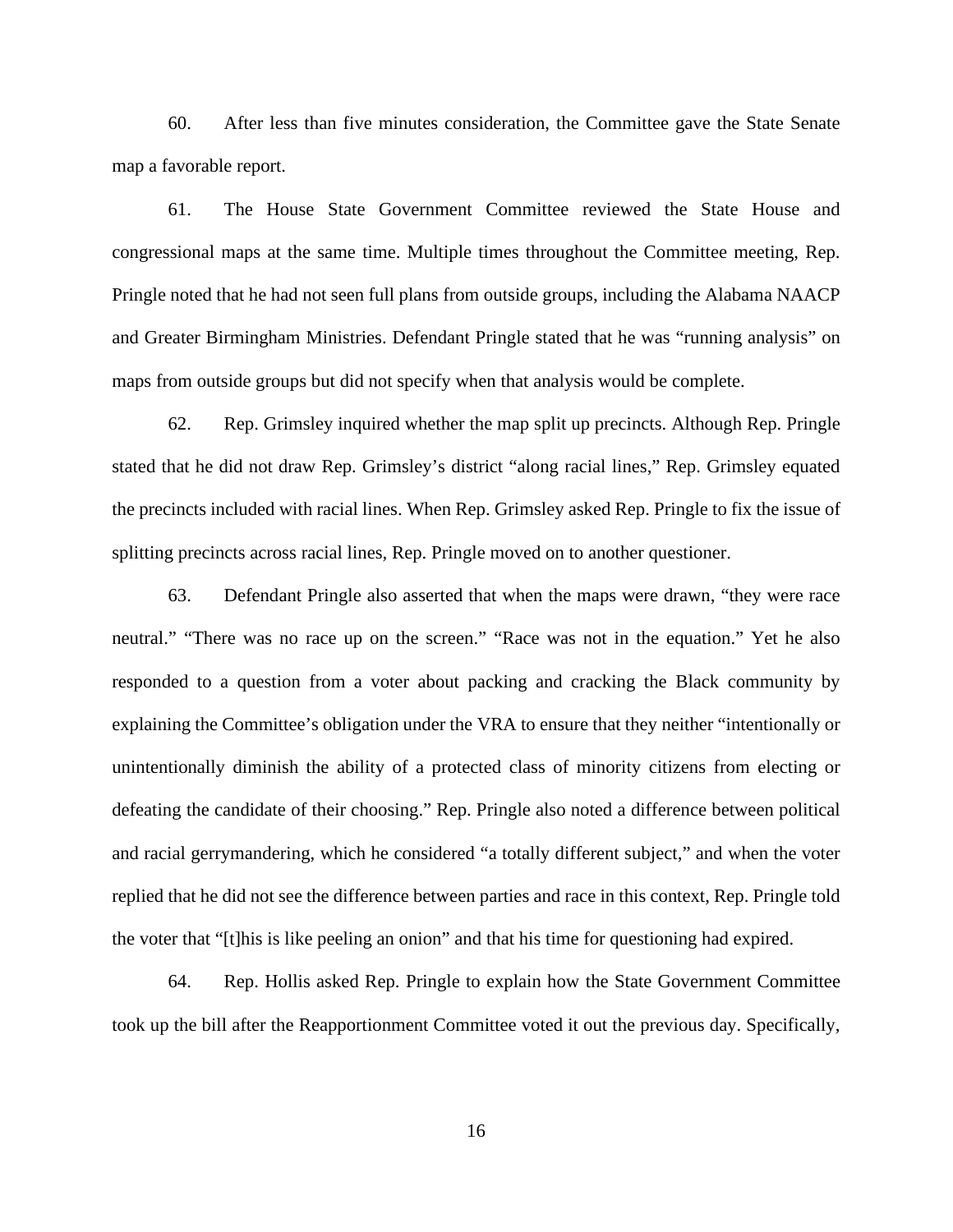60. After less than five minutes consideration, the Committee gave the State Senate map a favorable report.

61. The House State Government Committee reviewed the State House and congressional maps at the same time. Multiple times throughout the Committee meeting, Rep. Pringle noted that he had not seen full plans from outside groups, including the Alabama NAACP and Greater Birmingham Ministries. Defendant Pringle stated that he was "running analysis" on maps from outside groups but did not specify when that analysis would be complete.

62. Rep. Grimsley inquired whether the map split up precincts. Although Rep. Pringle stated that he did not draw Rep. Grimsley's district "along racial lines," Rep. Grimsley equated the precincts included with racial lines. When Rep. Grimsley asked Rep. Pringle to fix the issue of splitting precincts across racial lines, Rep. Pringle moved on to another questioner.

63. Defendant Pringle also asserted that when the maps were drawn, "they were race neutral." "There was no race up on the screen." "Race was not in the equation." Yet he also responded to a question from a voter about packing and cracking the Black community by explaining the Committee's obligation under the VRA to ensure that they neither "intentionally or unintentionally diminish the ability of a protected class of minority citizens from electing or defeating the candidate of their choosing." Rep. Pringle also noted a difference between political and racial gerrymandering, which he considered "a totally different subject," and when the voter replied that he did not see the difference between parties and race in this context, Rep. Pringle told the voter that "[t]his is like peeling an onion" and that his time for questioning had expired.

64. Rep. Hollis asked Rep. Pringle to explain how the State Government Committee took up the bill after the Reapportionment Committee voted it out the previous day. Specifically,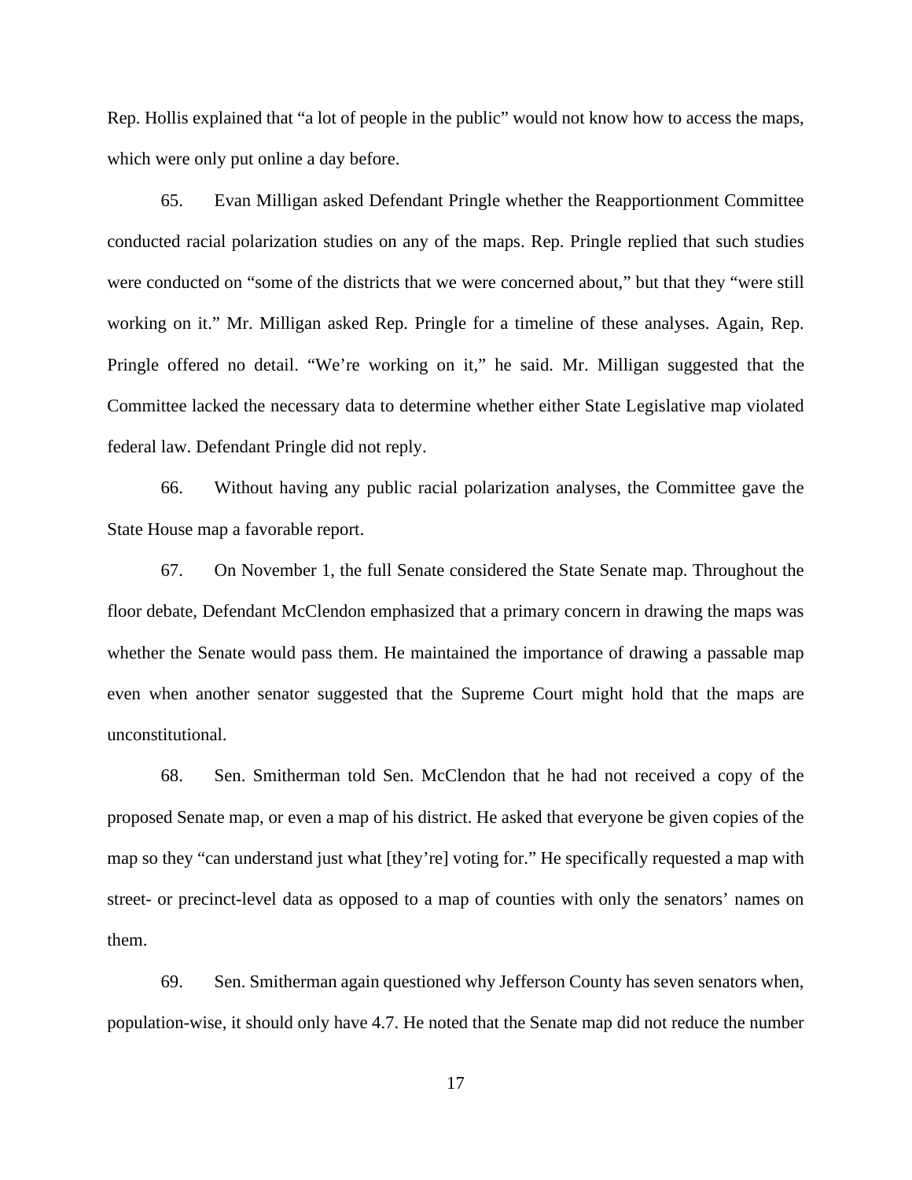Rep. Hollis explained that "a lot of people in the public" would not know how to access the maps, which were only put online a day before.

65. Evan Milligan asked Defendant Pringle whether the Reapportionment Committee conducted racial polarization studies on any of the maps. Rep. Pringle replied that such studies were conducted on "some of the districts that we were concerned about," but that they "were still working on it." Mr. Milligan asked Rep. Pringle for a timeline of these analyses. Again, Rep. Pringle offered no detail. "We're working on it," he said. Mr. Milligan suggested that the Committee lacked the necessary data to determine whether either State Legislative map violated federal law. Defendant Pringle did not reply.

66. Without having any public racial polarization analyses, the Committee gave the State House map a favorable report.

67. On November 1, the full Senate considered the State Senate map. Throughout the floor debate, Defendant McClendon emphasized that a primary concern in drawing the maps was whether the Senate would pass them. He maintained the importance of drawing a passable map even when another senator suggested that the Supreme Court might hold that the maps are unconstitutional.

68. Sen. Smitherman told Sen. McClendon that he had not received a copy of the proposed Senate map, or even a map of his district. He asked that everyone be given copies of the map so they "can understand just what [they're] voting for." He specifically requested a map with street- or precinct-level data as opposed to a map of counties with only the senators' names on them.

69. Sen. Smitherman again questioned why Jefferson County has seven senators when, population-wise, it should only have 4.7. He noted that the Senate map did not reduce the number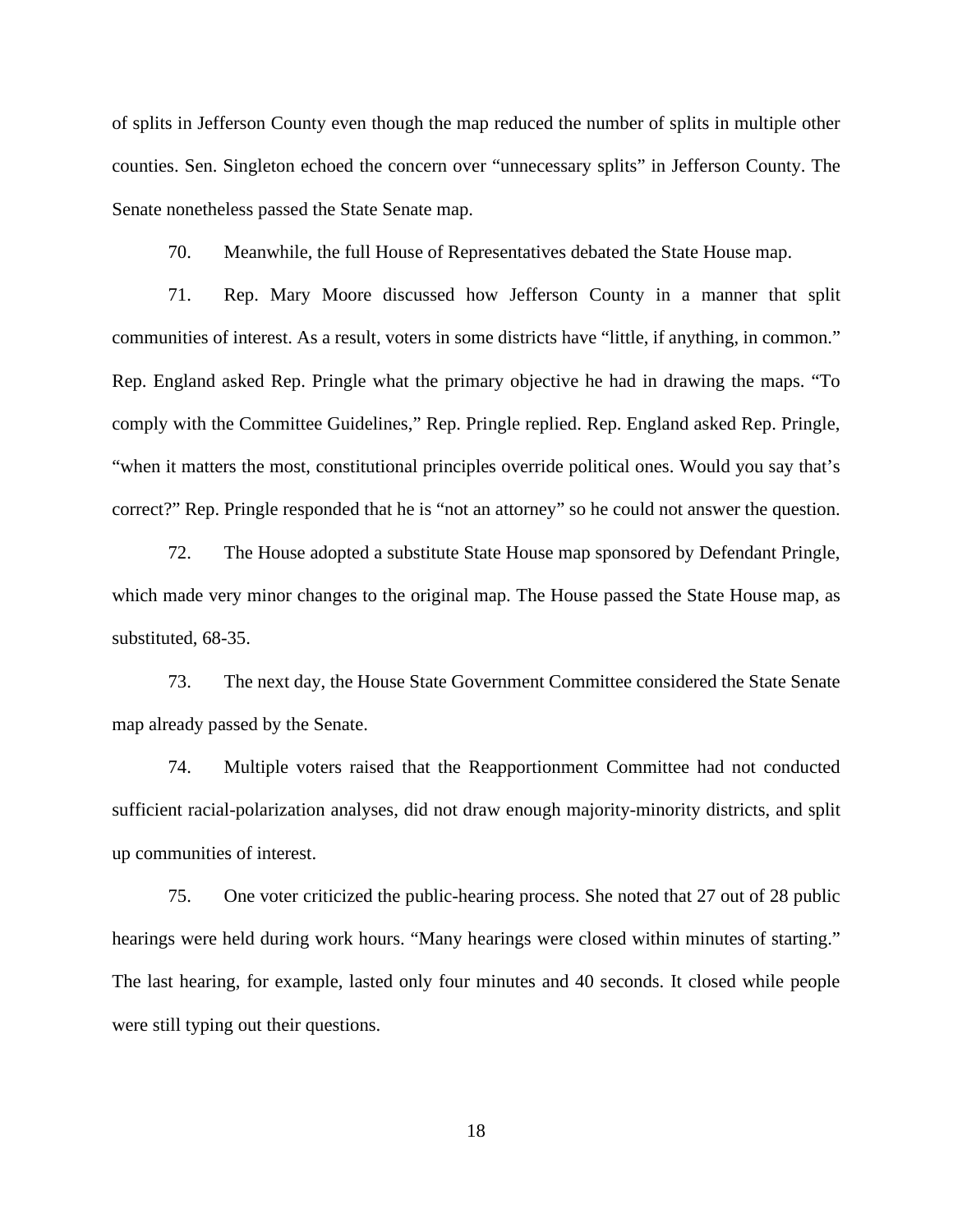of splits in Jefferson County even though the map reduced the number of splits in multiple other counties. Sen. Singleton echoed the concern over "unnecessary splits" in Jefferson County. The Senate nonetheless passed the State Senate map.

70. Meanwhile, the full House of Representatives debated the State House map.

71. Rep. Mary Moore discussed how Jefferson County in a manner that split communities of interest. As a result, voters in some districts have "little, if anything, in common." Rep. England asked Rep. Pringle what the primary objective he had in drawing the maps. "To comply with the Committee Guidelines," Rep. Pringle replied. Rep. England asked Rep. Pringle, "when it matters the most, constitutional principles override political ones. Would you say that's correct?" Rep. Pringle responded that he is "not an attorney" so he could not answer the question.

72. The House adopted a substitute State House map sponsored by Defendant Pringle, which made very minor changes to the original map. The House passed the State House map, as substituted, 68-35.

73. The next day, the House State Government Committee considered the State Senate map already passed by the Senate.

74. Multiple voters raised that the Reapportionment Committee had not conducted sufficient racial-polarization analyses, did not draw enough majority-minority districts, and split up communities of interest.

75. One voter criticized the public-hearing process. She noted that 27 out of 28 public hearings were held during work hours. "Many hearings were closed within minutes of starting." The last hearing, for example, lasted only four minutes and 40 seconds. It closed while people were still typing out their questions.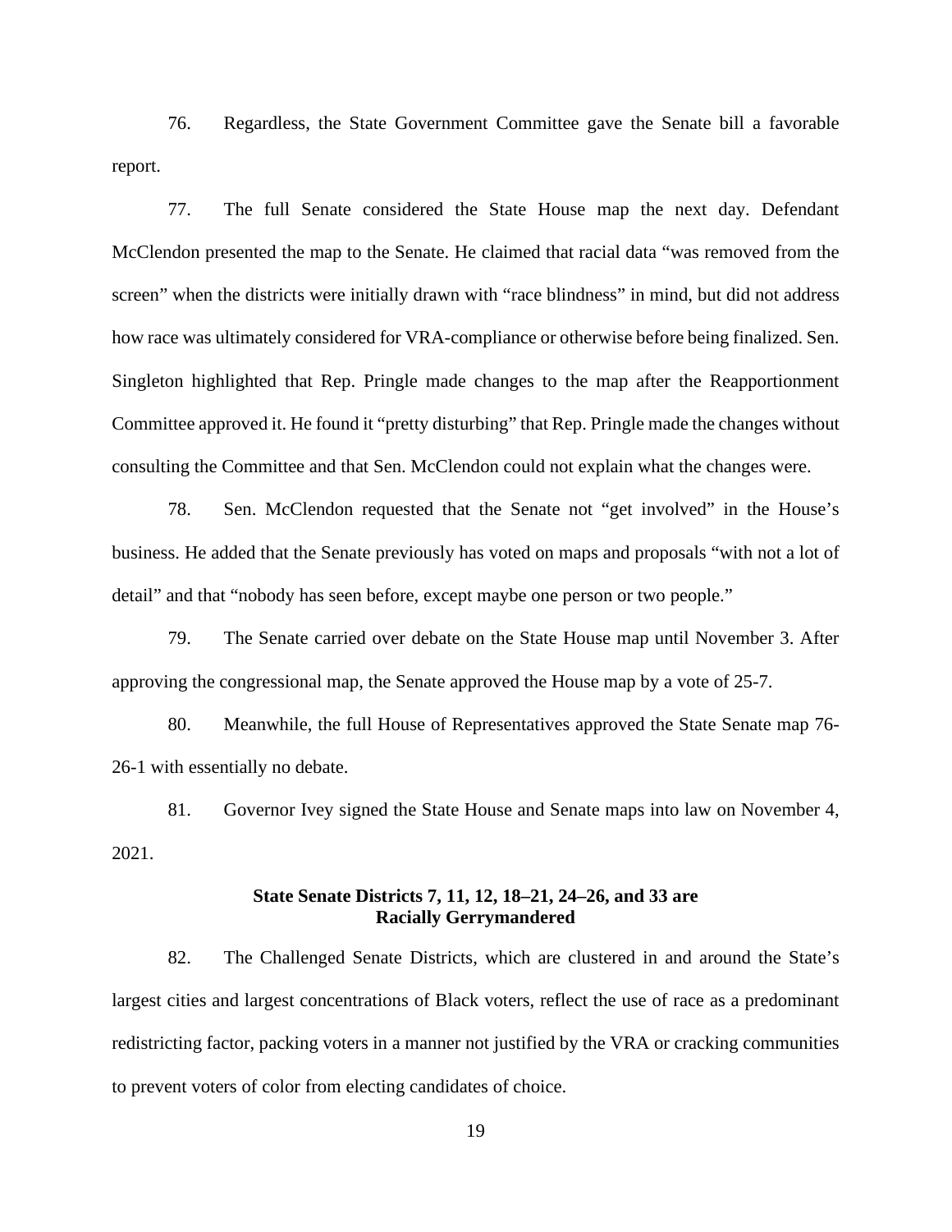76. Regardless, the State Government Committee gave the Senate bill a favorable report.

77. The full Senate considered the State House map the next day. Defendant McClendon presented the map to the Senate. He claimed that racial data "was removed from the screen" when the districts were initially drawn with "race blindness" in mind, but did not address how race was ultimately considered for VRA-compliance or otherwise before being finalized. Sen. Singleton highlighted that Rep. Pringle made changes to the map after the Reapportionment Committee approved it. He found it "pretty disturbing" that Rep. Pringle made the changes without consulting the Committee and that Sen. McClendon could not explain what the changes were.

78. Sen. McClendon requested that the Senate not "get involved" in the House's business. He added that the Senate previously has voted on maps and proposals "with not a lot of detail" and that "nobody has seen before, except maybe one person or two people."

79. The Senate carried over debate on the State House map until November 3. After approving the congressional map, the Senate approved the House map by a vote of 25-7.

80. Meanwhile, the full House of Representatives approved the State Senate map 76-26-1 with essentially no debate.

81. Governor Ivey signed the State House and Senate maps into law on November 4, 2021.

### State Senate Districts 7, 11, 12, 18–21, 24–26, and 33 are Racially Gerrymandered

82. The Challenged Senate Districts, which are clustered in and around the State's largest cities and largest concentrations of Black voters, reflect the use of race as a predominant redistricting factor, packing voters in a manner not justified by the VRA or cracking communities to prevent voters of color from electing candidates of choice.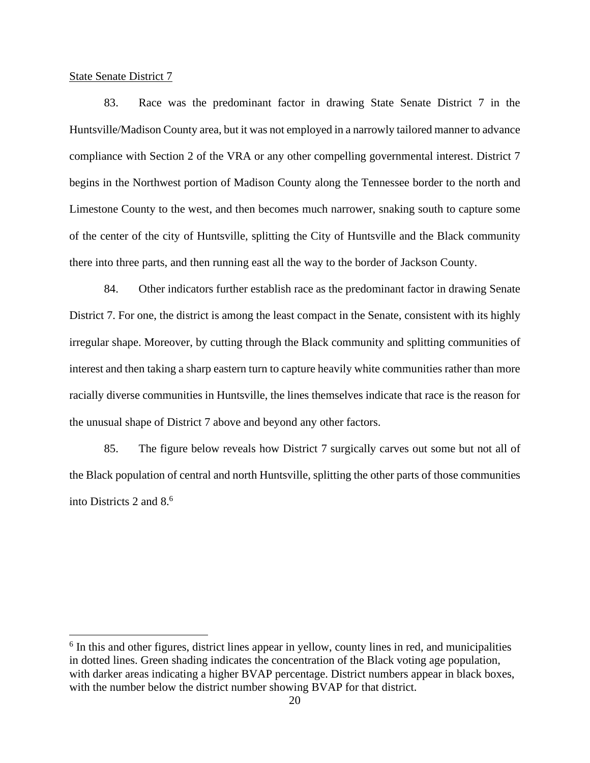State Senate District 7

83. Race was the predominant factor in drawing State Senate District 7 in the Huntsville/Madison County area, but it was not employed in a narrowly tailored manner to advance compliance with Section 2 of the VRA or any other compelling governmental interest. District 7 begins in the Northwest portion of Madison County along the Tennessee border to the north and Limestone County to the west, and then becomes much narrower, snaking south to capture some of the center of the city of Huntsville, splitting the City of Huntsville and the Black community there into three parts, and then running east all the way to the border of Jackson County.

84. Other indicators further establish race as the predominant factor in drawing Senate District 7. For one, the district is among the least compact in the Senate, consistent with its highly irregular shape. Moreover, by cutting through the Black community and splitting communities of interest and then taking a sharp eastern turn to capture heavily white communities rather than more racially diverse communities in Huntsville, the lines themselves indicate that race is the reason for the unusual shape of District 7 above and beyond any other factors.

85. The figure below reveals how District 7 surgically carves out some but not all of the Black population of central and north Huntsville, splitting the other parts of those communities into Districts 2 and 8.[6]

[6] In this and other figures, district lines appear in yellow, county lines in red, and municipalities in dotted lines. Green shading indicates the concentration of the Black voting age population, with darker areas indicating a higher BVAP percentage. District numbers appear in black boxes, with the number below the district number showing BVAP for that district.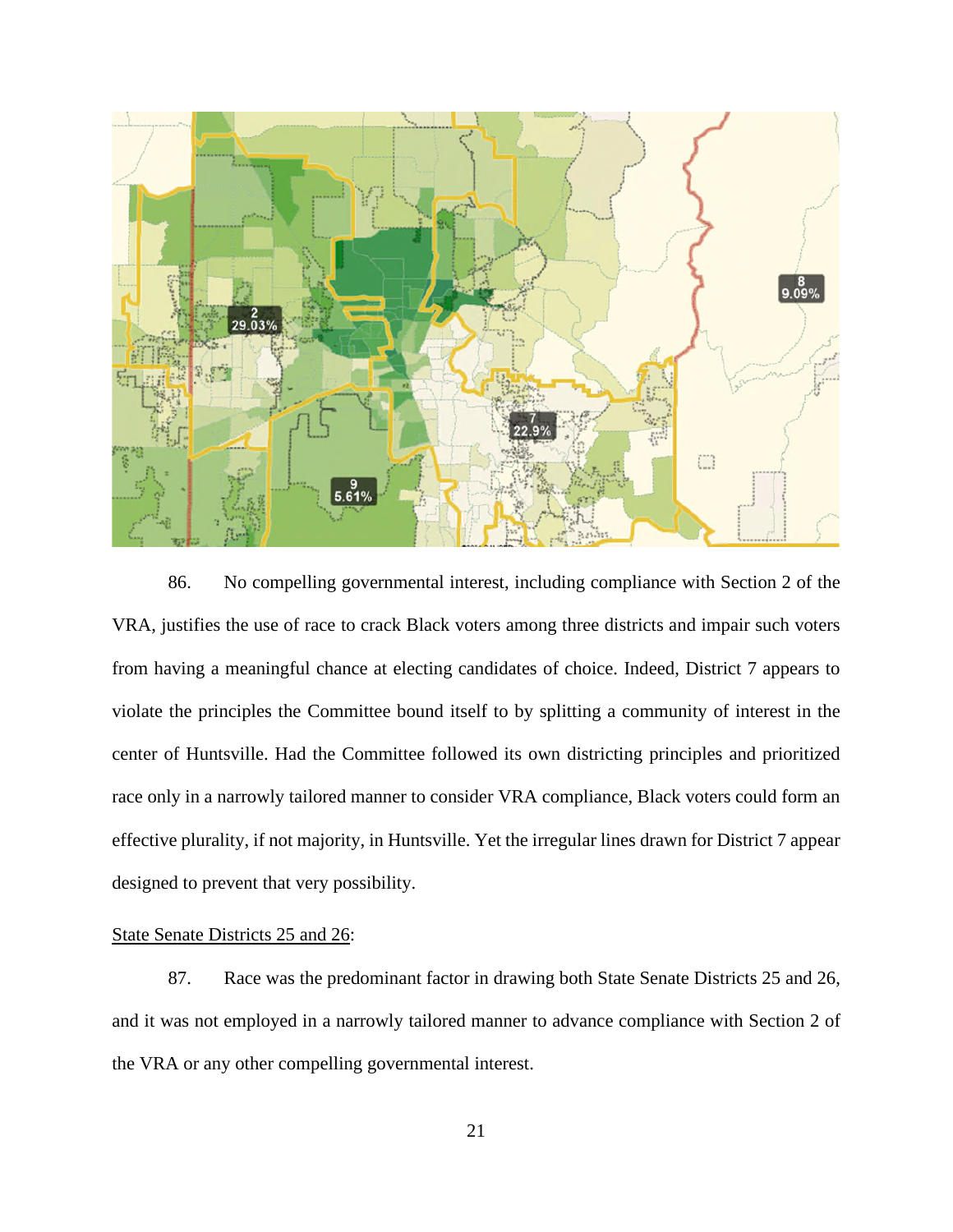86. No compelling governmental interest, including compliance with Section 2 of the VRA, justifies the use of race to crack Black voters among three districts and impair such voters from having a meaningful chance at electing candidates of choice. Indeed, District 7 appears to violate the principles the Committee bound itself to by splitting a community of interest in the center of Huntsville. Had the Committee followed its own districting principles and prioritized race only in a narrowly tailored manner to consider VRA compliance, Black voters could form an effective plurality, if not majority, in Huntsville. Yet the irregular lines drawn for District 7 appear designed to prevent that very possibility.

State Senate Districts 25 and 26:

87. Race was the predominant factor in drawing both State Senate Districts 25 and 26, and it was not employed in a narrowly tailored manner to advance compliance with Section 2 of the VRA or any other compelling governmental interest.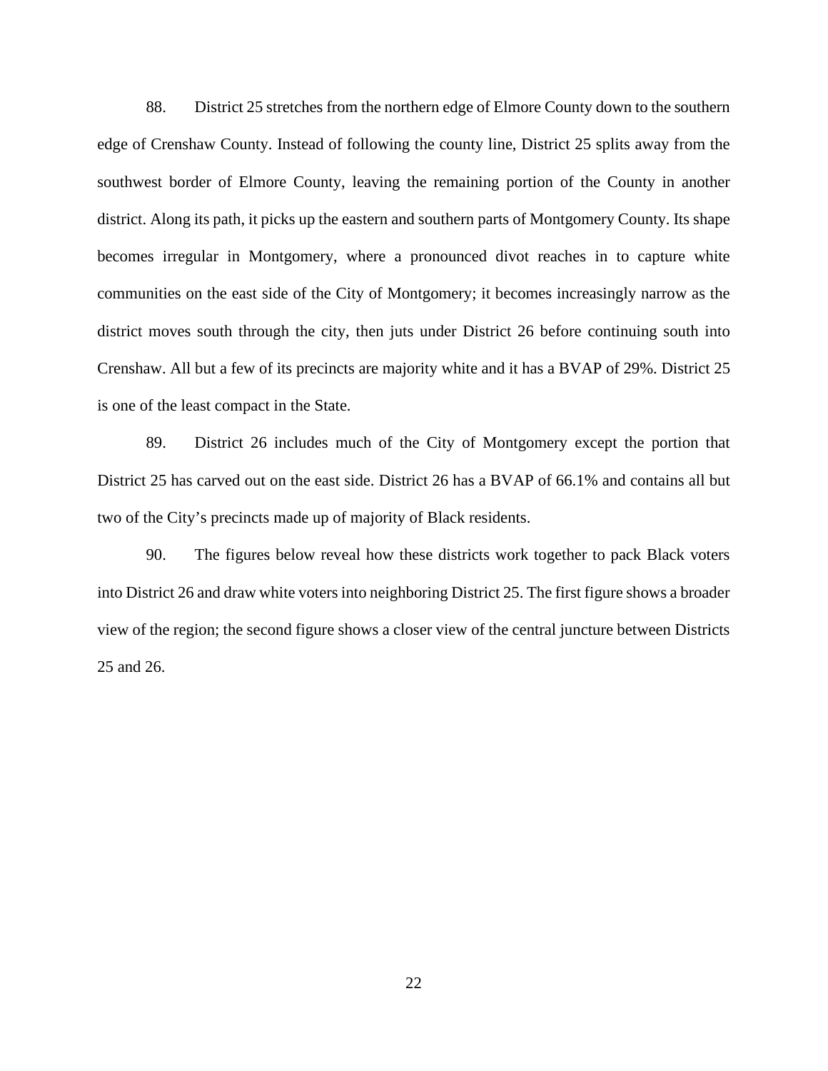88. District 25 stretches from the northern edge of Elmore County down to the southern edge of Crenshaw County. Instead of following the county line, District 25 splits away from the southwest border of Elmore County, leaving the remaining portion of the County in another district. Along its path, it picks up the eastern and southern parts of Montgomery County. Its shape becomes irregular in Montgomery, where a pronounced divot reaches in to capture white communities on the east side of the City of Montgomery; it becomes increasingly narrow as the district moves south through the city, then juts under District 26 before continuing south into Crenshaw. All but a few of its precincts are majority white and it has a BVAP of 29%. District 25 is one of the least compact in the State.

89. District 26 includes much of the City of Montgomery except the portion that District 25 has carved out on the east side. District 26 has a BVAP of 66.1% and contains all but two of the City's precincts made up of majority of Black residents.

90. The figures below reveal how these districts work together to pack Black voters into District 26 and draw white voters into neighboring District 25. The first figure shows a broader view of the region; the second figure shows a closer view of the central juncture between Districts 25 and 26.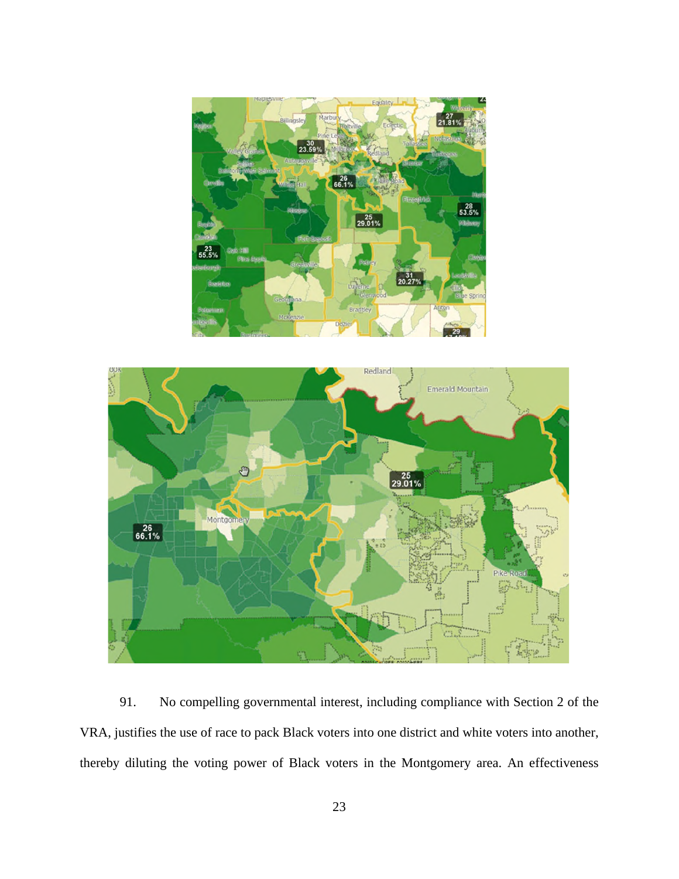91. No compelling governmental interest, including compliance with Section 2 of the VRA, justifies the use of race to pack Black voters into one district and white voters into another, thereby diluting the voting power of Black voters in the Montgomery area. An effectiveness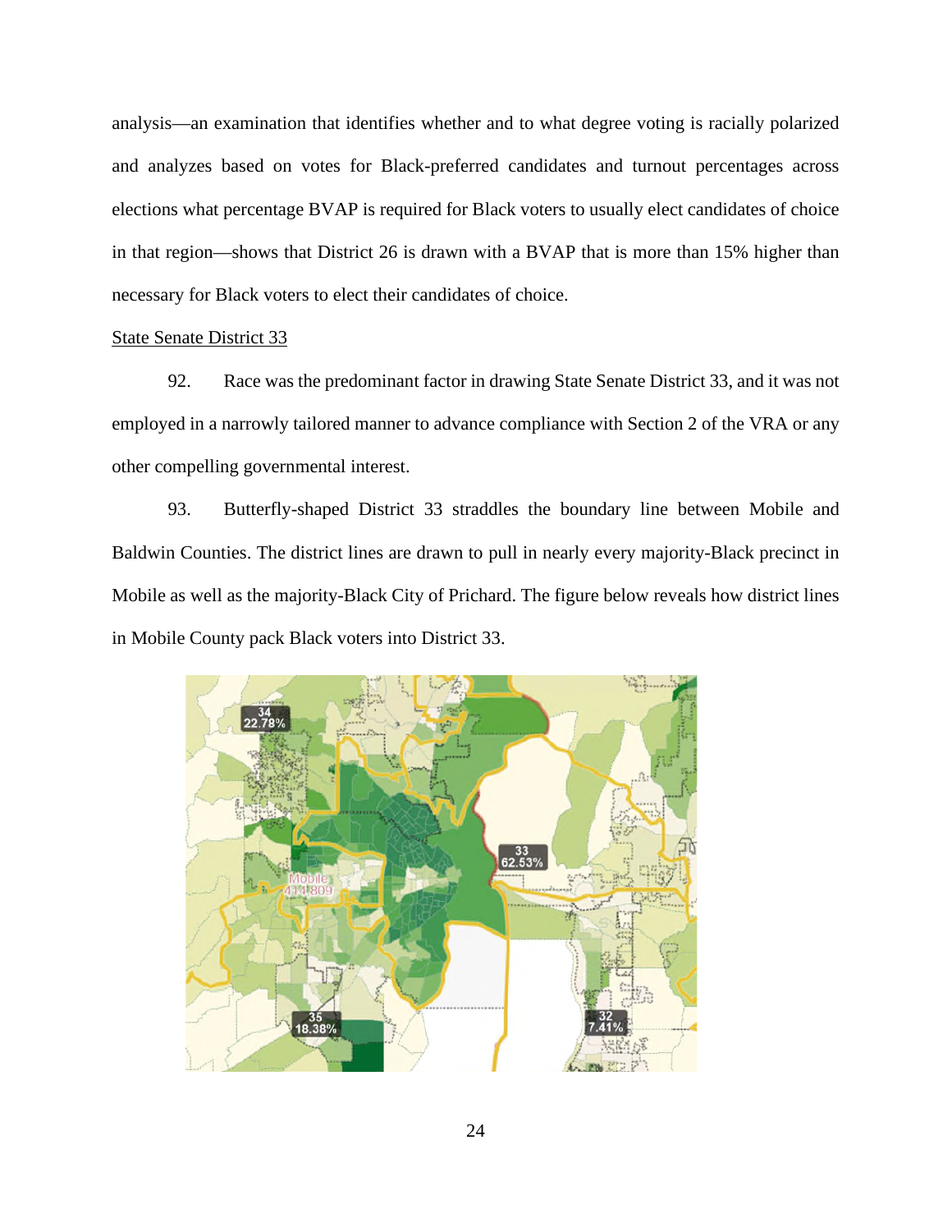analysis—an examination that identifies whether and to what degree voting is racially polarized and analyzes based on votes for Black-preferred candidates and turnout percentages across elections what percentage BVAP is required for Black voters to usually elect candidates of choice in that region—shows that District 26 is drawn with a BVAP that is more than 15% higher than necessary for Black voters to elect their candidates of choice.

State Senate District 33

92. Race was the predominant factor in drawing State Senate District 33, and it was not employed in a narrowly tailored manner to advance compliance with Section 2 of the VRA or any other compelling governmental interest.

93. Butterfly-shaped District 33 straddles the boundary line between Mobile and Baldwin Counties. The district lines are drawn to pull in nearly every majority-Black precinct in Mobile as well as the majority-Black City of Prichard. The figure below reveals how district lines in Mobile County pack Black voters into District 33.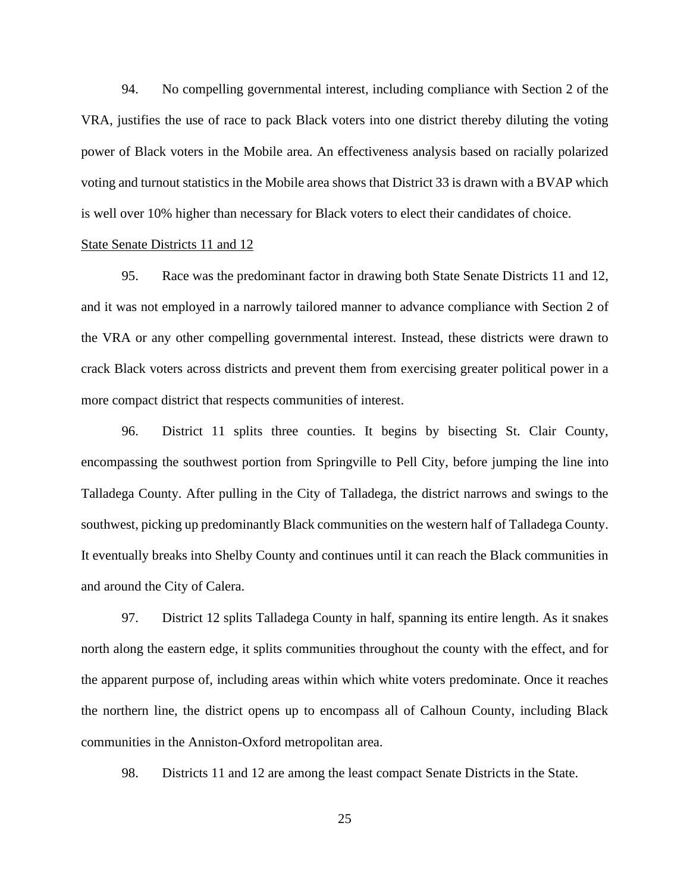94. No compelling governmental interest, including compliance with Section 2 of the VRA, justifies the use of race to pack Black voters into one district thereby diluting the voting power of Black voters in the Mobile area. An effectiveness analysis based on racially polarized voting and turnout statistics in the Mobile area shows that District 33 is drawn with a BVAP which is well over 10% higher than necessary for Black voters to elect their candidates of choice.

<u>State Senate Districts 11 and 12</u>

95. Race was the predominant factor in drawing both State Senate Districts 11 and 12, and it was not employed in a narrowly tailored manner to advance compliance with Section 2 of the VRA or any other compelling governmental interest. Instead, these districts were drawn to crack Black voters across districts and prevent them from exercising greater political power in a more compact district that respects communities of interest.

96. District 11 splits three counties. It begins by bisecting St. Clair County, encompassing the southwest portion from Springville to Pell City, before jumping the line into Talladega County. After pulling in the City of Talladega, the district narrows and swings to the southwest, picking up predominantly Black communities on the western half of Talladega County. It eventually breaks into Shelby County and continues until it can reach the Black communities in and around the City of Calera.

97. District 12 splits Talladega County in half, spanning its entire length. As it snakes north along the eastern edge, it splits communities throughout the county with the effect, and for the apparent purpose of, including areas within which white voters predominate. Once it reaches the northern line, the district opens up to encompass all of Calhoun County, including Black communities in the Anniston-Oxford metropolitan area.

98. Districts 11 and 12 are among the least compact Senate Districts in the State.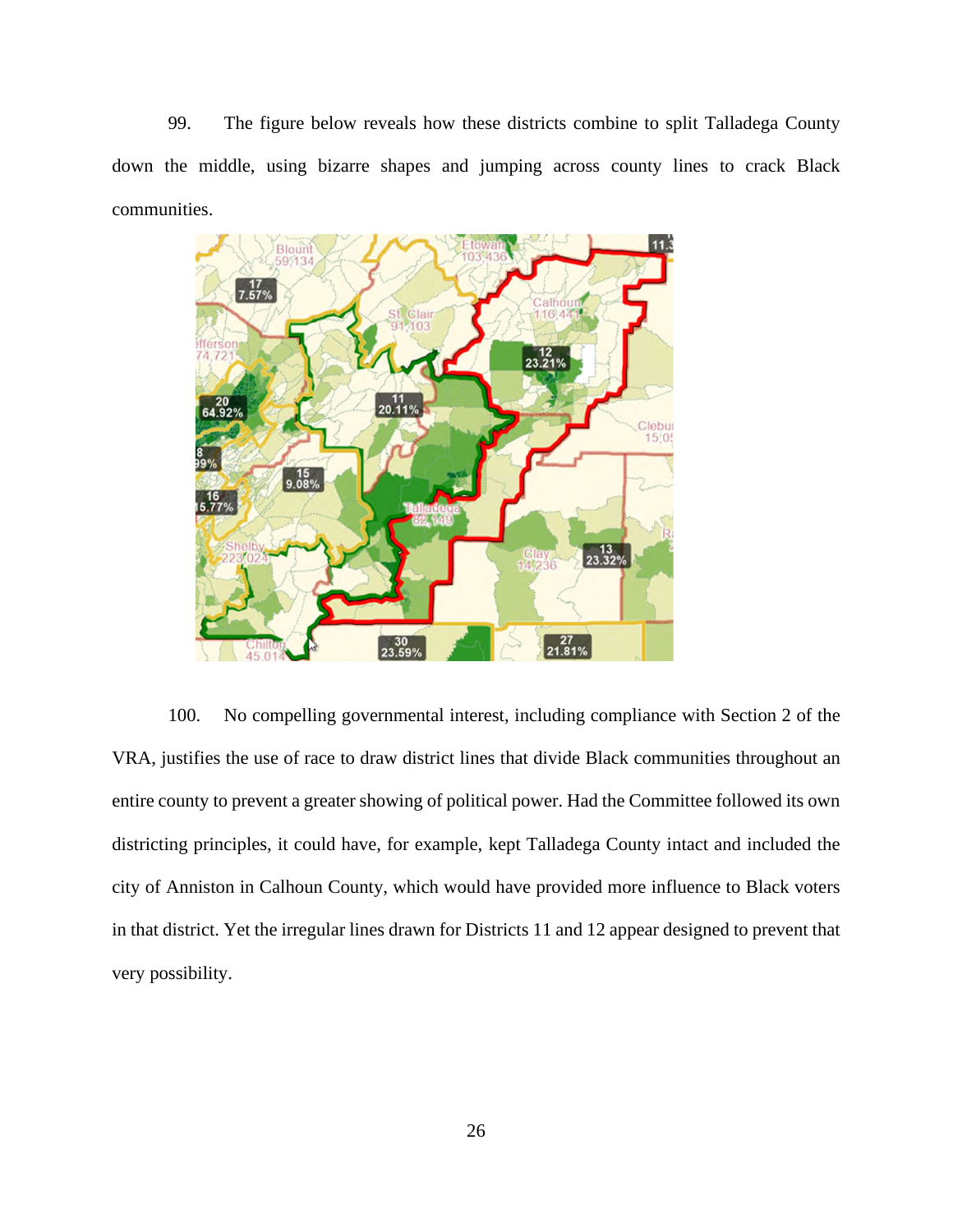99. The figure below reveals how these districts combine to split Talladega County down the middle, using bizarre shapes and jumping across county lines to crack Black communities.

100. No compelling governmental interest, including compliance with Section 2 of the VRA, justifies the use of race to draw district lines that divide Black communities throughout an entire county to prevent a greater showing of political power. Had the Committee followed its own districting principles, it could have, for example, kept Talladega County intact and included the city of Anniston in Calhoun County, which would have provided more influence to Black voters in that district. Yet the irregular lines drawn for Districts 11 and 12 appear designed to prevent that very possibility.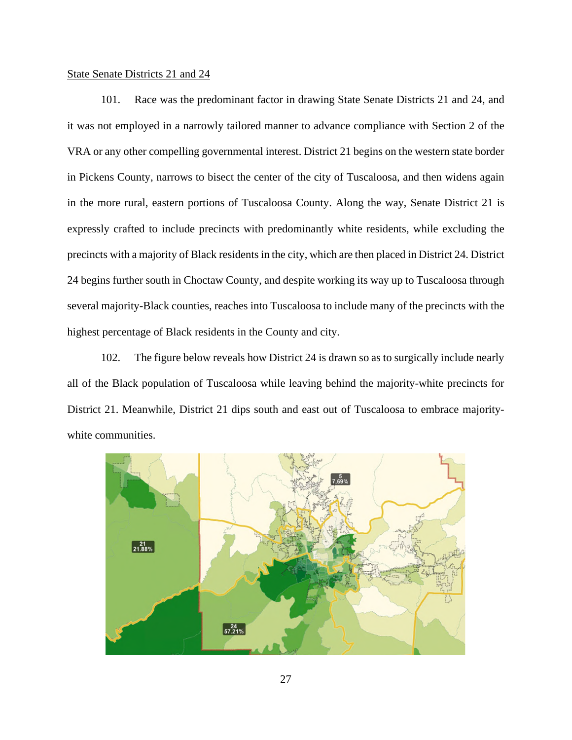State Senate Districts 21 and 24

101. Race was the predominant factor in drawing State Senate Districts 21 and 24, and it was not employed in a narrowly tailored manner to advance compliance with Section 2 of the VRA or any other compelling governmental interest. District 21 begins on the western state border in Pickens County, narrows to bisect the center of the city of Tuscaloosa, and then widens again in the more rural, eastern portions of Tuscaloosa County. Along the way, Senate District 21 is expressly crafted to include precincts with predominantly white residents, while excluding the precincts with a majority of Black residents in the city, which are then placed in District 24. District 24 begins further south in Choctaw County, and despite working its way up to Tuscaloosa through several majority-Black counties, reaches into Tuscaloosa to include many of the precincts with the highest percentage of Black residents in the County and city.

102. The figure below reveals how District 24 is drawn so as to surgically include nearly all of the Black population of Tuscaloosa while leaving behind the majority-white precincts for District 21. Meanwhile, District 21 dips south and east out of Tuscaloosa to embrace majority-white communities.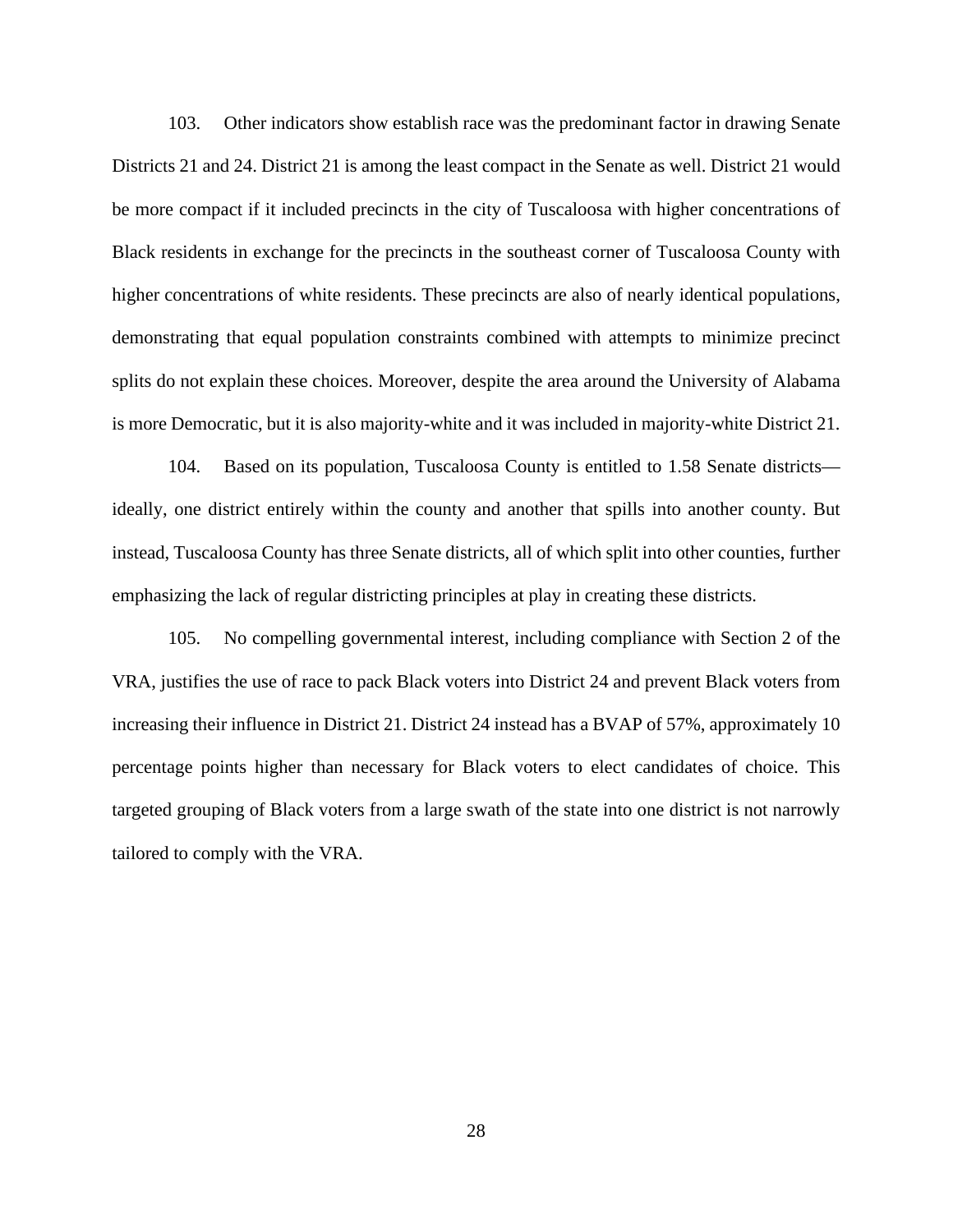103. Other indicators show establish race was the predominant factor in drawing Senate Districts 21 and 24. District 21 is among the least compact in the Senate as well. District 21 would be more compact if it included precincts in the city of Tuscaloosa with higher concentrations of Black residents in exchange for the precincts in the southeast corner of Tuscaloosa County with higher concentrations of white residents. These precincts are also of nearly identical populations, demonstrating that equal population constraints combined with attempts to minimize precinct splits do not explain these choices. Moreover, despite the area around the University of Alabama is more Democratic, but it is also majority-white and it was included in majority-white District 21.

104. Based on its population, Tuscaloosa County is entitled to 1.58 Senate districts—ideally, one district entirely within the county and another that spills into another county. But instead, Tuscaloosa County has three Senate districts, all of which split into other counties, further emphasizing the lack of regular districting principles at play in creating these districts.

105. No compelling governmental interest, including compliance with Section 2 of the VRA, justifies the use of race to pack Black voters into District 24 and prevent Black voters from increasing their influence in District 21. District 24 instead has a BVAP of 57%, approximately 10 percentage points higher than necessary for Black voters to elect candidates of choice. This targeted grouping of Black voters from a large swath of the state into one district is not narrowly tailored to comply with the VRA.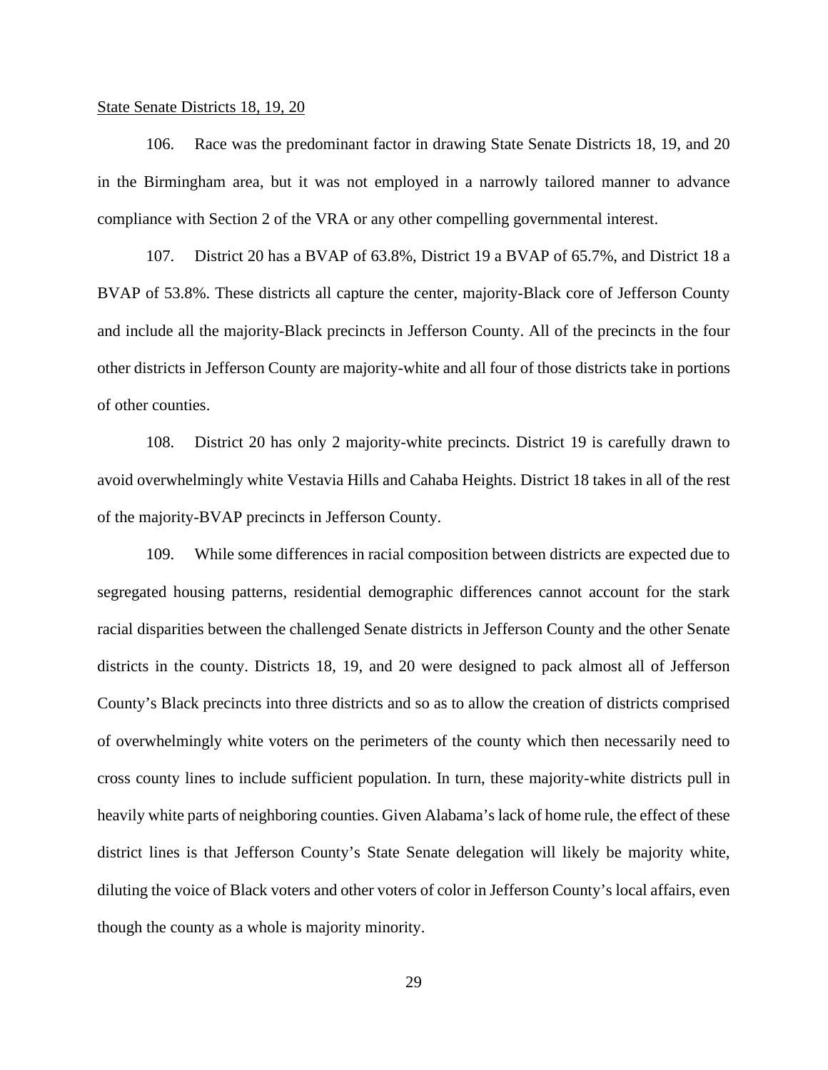State Senate Districts 18, 19, 20

106. Race was the predominant factor in drawing State Senate Districts 18, 19, and 20 in the Birmingham area, but it was not employed in a narrowly tailored manner to advance compliance with Section 2 of the VRA or any other compelling governmental interest.

107. District 20 has a BVAP of 63.8%, District 19 a BVAP of 65.7%, and District 18 a BVAP of 53.8%. These districts all capture the center, majority-Black core of Jefferson County and include all the majority-Black precincts in Jefferson County. All of the precincts in the four other districts in Jefferson County are majority-white and all four of those districts take in portions of other counties.

108. District 20 has only 2 majority-white precincts. District 19 is carefully drawn to avoid overwhelmingly white Vestavia Hills and Cahaba Heights. District 18 takes in all of the rest of the majority-BVAP precincts in Jefferson County.

109. While some differences in racial composition between districts are expected due to segregated housing patterns, residential demographic differences cannot account for the stark racial disparities between the challenged Senate districts in Jefferson County and the other Senate districts in the county. Districts 18, 19, and 20 were designed to pack almost all of Jefferson County's Black precincts into three districts and so as to allow the creation of districts comprised of overwhelmingly white voters on the perimeters of the county which then necessarily need to cross county lines to include sufficient population. In turn, these majority-white districts pull in heavily white parts of neighboring counties. Given Alabama's lack of home rule, the effect of these district lines is that Jefferson County's State Senate delegation will likely be majority white, diluting the voice of Black voters and other voters of color in Jefferson County's local affairs, even though the county as a whole is majority minority.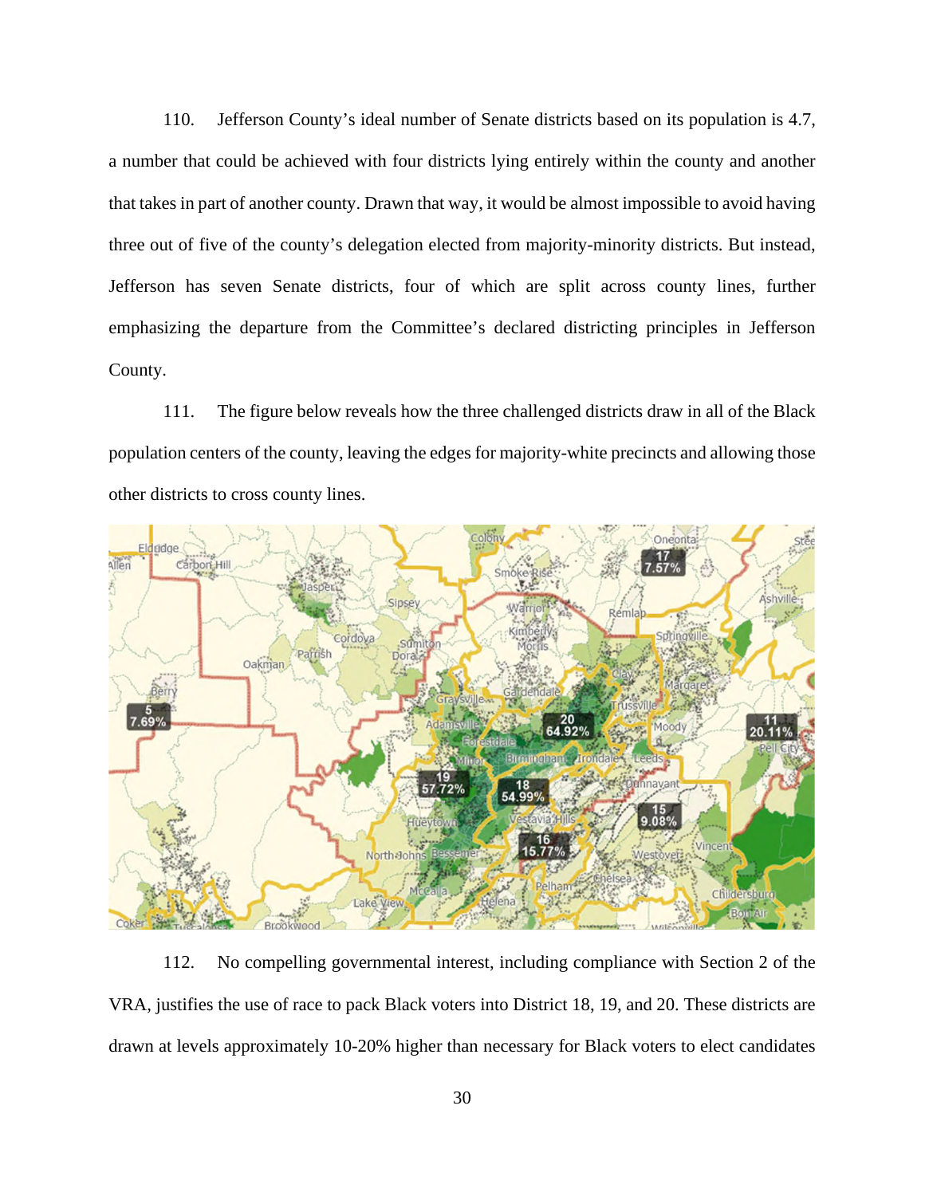110. Jefferson County's ideal number of Senate districts based on its population is 4.7, a number that could be achieved with four districts lying entirely within the county and another that takes in part of another county. Drawn that way, it would be almost impossible to avoid having three out of five of the county's delegation elected from majority-minority districts. But instead, Jefferson has seven Senate districts, four of which are split across county lines, further emphasizing the departure from the Committee's declared districting principles in Jefferson County.

111. The figure below reveals how the three challenged districts draw in all of the Black population centers of the county, leaving the edges for majority-white precincts and allowing those other districts to cross county lines.

112. No compelling governmental interest, including compliance with Section 2 of the VRA, justifies the use of race to pack Black voters into District 18, 19, and 20. These districts are drawn at levels approximately 10-20% higher than necessary for Black voters to elect candidates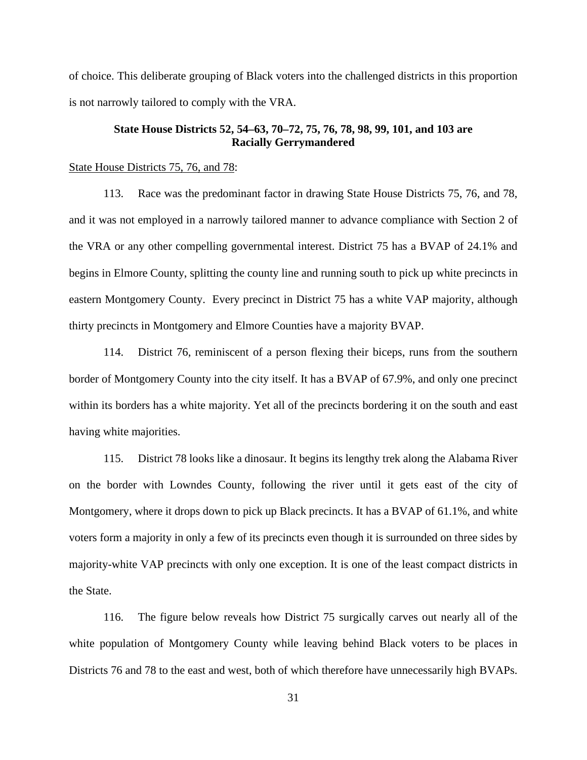of choice. This deliberate grouping of Black voters into the challenged districts in this proportion is not narrowly tailored to comply with the VRA.

**State House Districts 52, 54–63, 70–72, 75, 76, 78, 98, 99, 101, and 103 are Racially Gerrymandered**

State House Districts 75, 76, and 78:

113. Race was the predominant factor in drawing State House Districts 75, 76, and 78, and it was not employed in a narrowly tailored manner to advance compliance with Section 2 of the VRA or any other compelling governmental interest. District 75 has a BVAP of 24.1% and begins in Elmore County, splitting the county line and running south to pick up white precincts in eastern Montgomery County. Every precinct in District 75 has a white VAP majority, although thirty precincts in Montgomery and Elmore Counties have a majority BVAP.

114. District 76, reminiscent of a person flexing their biceps, runs from the southern border of Montgomery County into the city itself. It has a BVAP of 67.9%, and only one precinct within its borders has a white majority. Yet all of the precincts bordering it on the south and east having white majorities.

115. District 78 looks like a dinosaur. It begins its lengthy trek along the Alabama River on the border with Lowndes County, following the river until it gets east of the city of Montgomery, where it drops down to pick up Black precincts. It has a BVAP of 61.1%, and white voters form a majority in only a few of its precincts even though it is surrounded on three sides by majority-white VAP precincts with only one exception. It is one of the least compact districts in the State.

116. The figure below reveals how District 75 surgically carves out nearly all of the white population of Montgomery County while leaving behind Black voters to be places in Districts 76 and 78 to the east and west, both of which therefore have unnecessarily high BVAPs.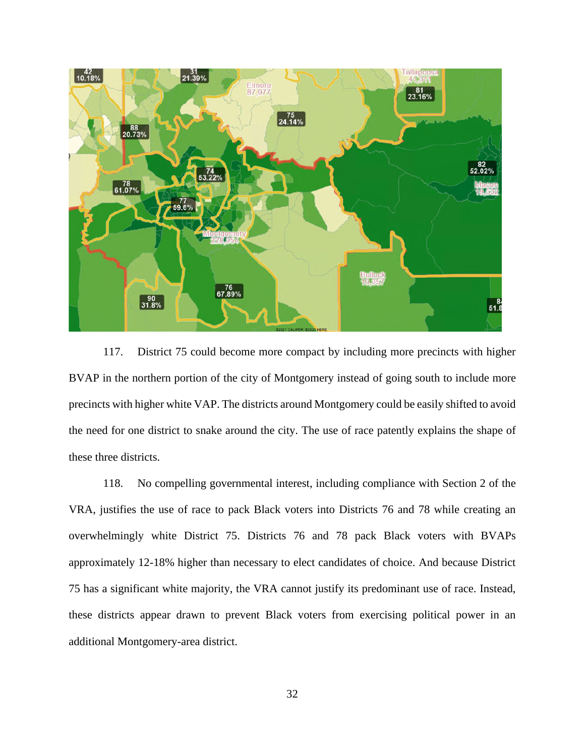117. District 75 could become more compact by including more precincts with higher BVAP in the northern portion of the city of Montgomery instead of going south to include more precincts with higher white VAP. The districts around Montgomery could be easily shifted to avoid the need for one district to snake around the city. The use of race patently explains the shape of these three districts.

118. No compelling governmental interest, including compliance with Section 2 of the VRA, justifies the use of race to pack Black voters into Districts 76 and 78 while creating an overwhelmingly white District 75. Districts 76 and 78 pack Black voters with BVAPs approximately 12-18% higher than necessary to elect candidates of choice. And because District 75 has a significant white majority, the VRA cannot justify its predominant use of race. Instead, these districts appear drawn to prevent Black voters from exercising political power in an additional Montgomery-area district.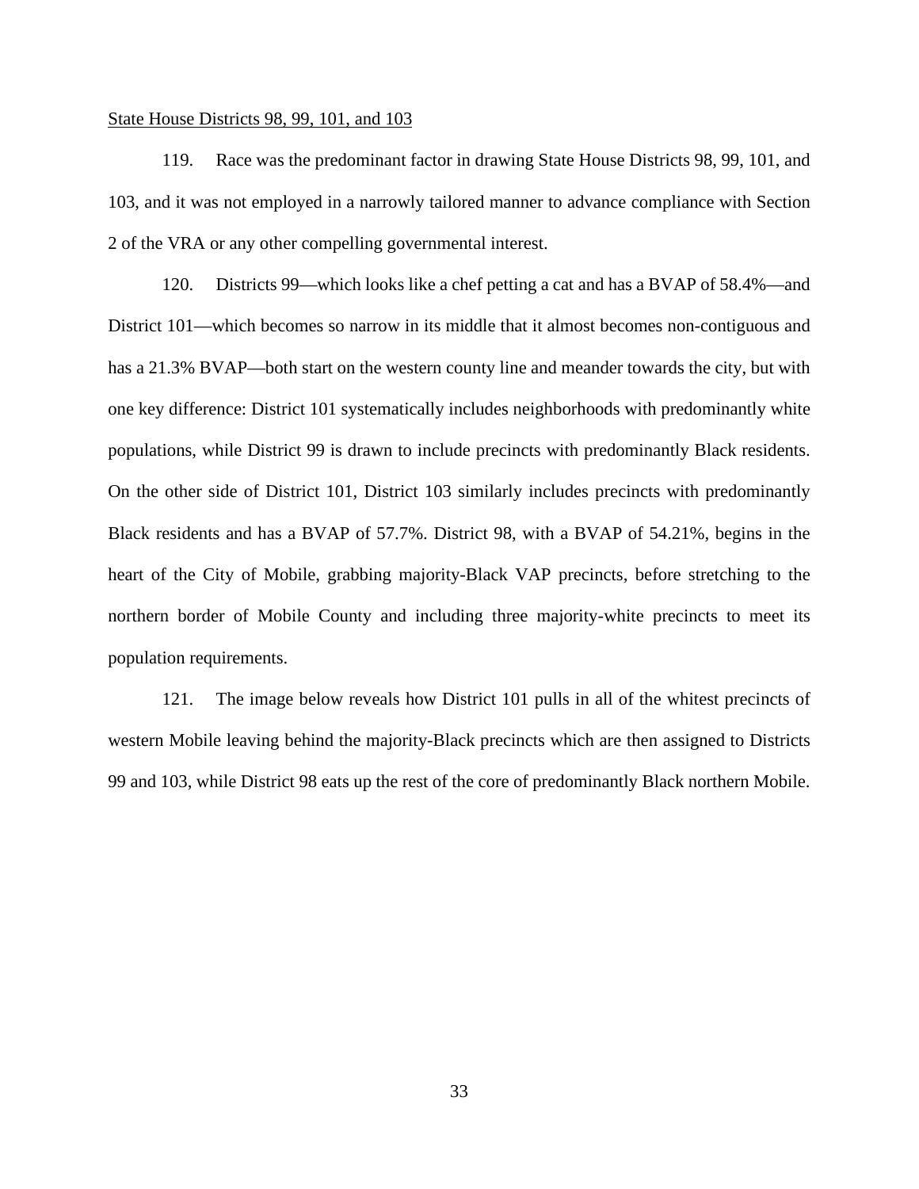<u>State House Districts 98, 99, 101, and 103</u>

119. Race was the predominant factor in drawing State House Districts 98, 99, 101, and 103, and it was not employed in a narrowly tailored manner to advance compliance with Section 2 of the VRA or any other compelling governmental interest.

120. Districts 99—which looks like a chef petting a cat and has a BVAP of 58.4%—and District 101—which becomes so narrow in its middle that it almost becomes non-contiguous and has a 21.3% BVAP—both start on the western county line and meander towards the city, but with one key difference: District 101 systematically includes neighborhoods with predominantly white populations, while District 99 is drawn to include precincts with predominantly Black residents. On the other side of District 101, District 103 similarly includes precincts with predominantly Black residents and has a BVAP of 57.7%. District 98, with a BVAP of 54.21%, begins in the heart of the City of Mobile, grabbing majority-Black VAP precincts, before stretching to the northern border of Mobile County and including three majority-white precincts to meet its population requirements.

121. The image below reveals how District 101 pulls in all of the whitest precincts of western Mobile leaving behind the majority-Black precincts which are then assigned to Districts 99 and 103, while District 98 eats up the rest of the core of predominantly Black northern Mobile.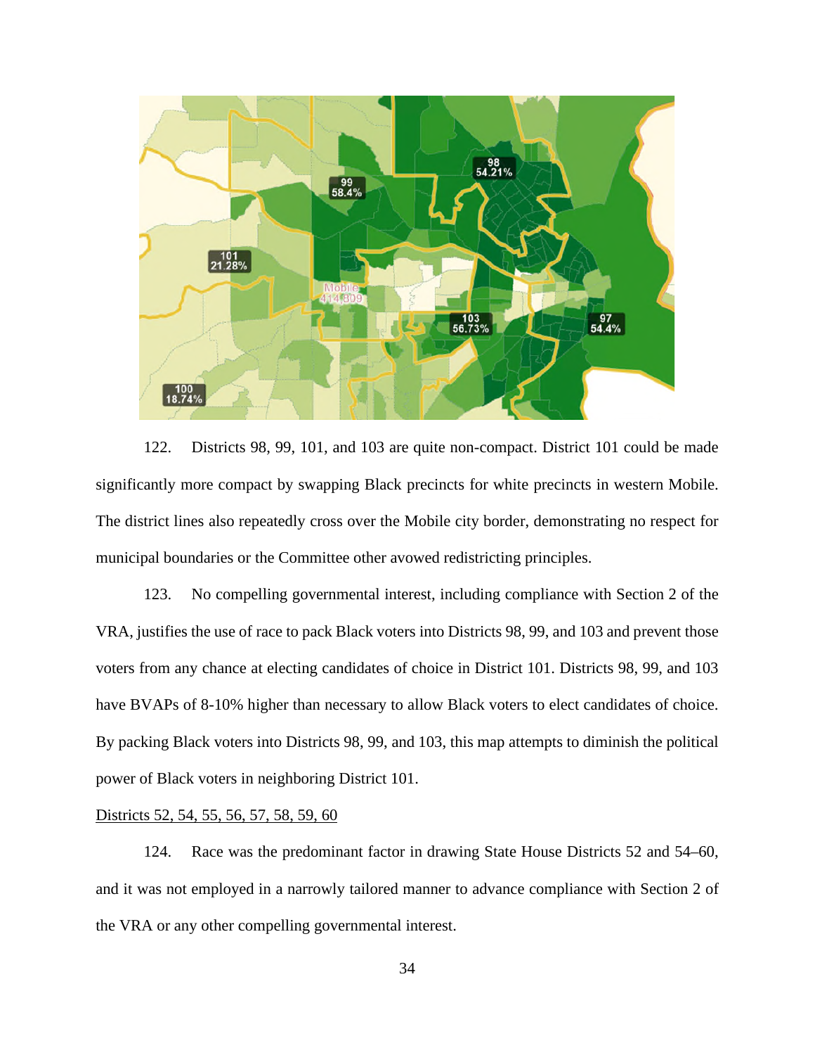122. Districts 98, 99, 101, and 103 are quite non-compact. District 101 could be made significantly more compact by swapping Black precincts for white precincts in western Mobile. The district lines also repeatedly cross over the Mobile city border, demonstrating no respect for municipal boundaries or the Committee other avowed redistricting principles.

123. No compelling governmental interest, including compliance with Section 2 of the VRA, justifies the use of race to pack Black voters into Districts 98, 99, and 103 and prevent those voters from any chance at electing candidates of choice in District 101. Districts 98, 99, and 103 have BVAPs of 8-10% higher than necessary to allow Black voters to elect candidates of choice. By packing Black voters into Districts 98, 99, and 103, this map attempts to diminish the political power of Black voters in neighboring District 101.

<u>Districts 52, 54, 55, 56, 57, 58, 59, 60</u>

124. Race was the predominant factor in drawing State House Districts 52 and 54–60, and it was not employed in a narrowly tailored manner to advance compliance with Section 2 of the VRA or any other compelling governmental interest.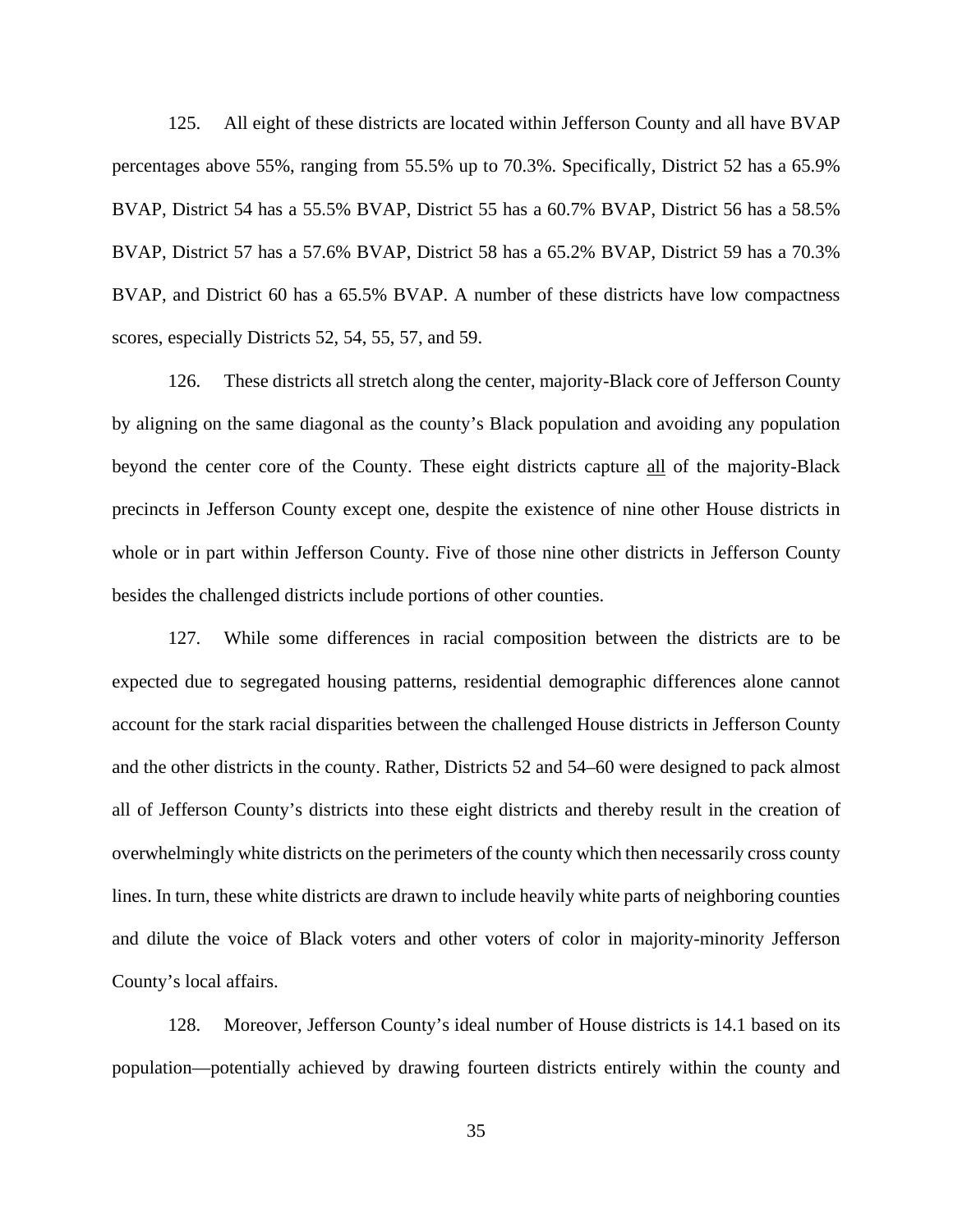125. All eight of these districts are located within Jefferson County and all have BVAP percentages above 55%, ranging from 55.5% up to 70.3%. Specifically, District 52 has a 65.9% BVAP, District 54 has a 55.5% BVAP, District 55 has a 60.7% BVAP, District 56 has a 58.5% BVAP, District 57 has a 57.6% BVAP, District 58 has a 65.2% BVAP, District 59 has a 70.3% BVAP, and District 60 has a 65.5% BVAP. A number of these districts have low compactness scores, especially Districts 52, 54, 55, 57, and 59.

126. These districts all stretch along the center, majority-Black core of Jefferson County by aligning on the same diagonal as the county's Black population and avoiding any population beyond the center core of the County. These eight districts capture <u>all</u> of the majority-Black precincts in Jefferson County except one, despite the existence of nine other House districts in whole or in part within Jefferson County. Five of those nine other districts in Jefferson County besides the challenged districts include portions of other counties.

127. While some differences in racial composition between the districts are to be expected due to segregated housing patterns, residential demographic differences alone cannot account for the stark racial disparities between the challenged House districts in Jefferson County and the other districts in the county. Rather, Districts 52 and 54–60 were designed to pack almost all of Jefferson County's districts into these eight districts and thereby result in the creation of overwhelmingly white districts on the perimeters of the county which then necessarily cross county lines. In turn, these white districts are drawn to include heavily white parts of neighboring counties and dilute the voice of Black voters and other voters of color in majority-minority Jefferson County's local affairs.

128. Moreover, Jefferson County's ideal number of House districts is 14.1 based on its population—potentially achieved by drawing fourteen districts entirely within the county and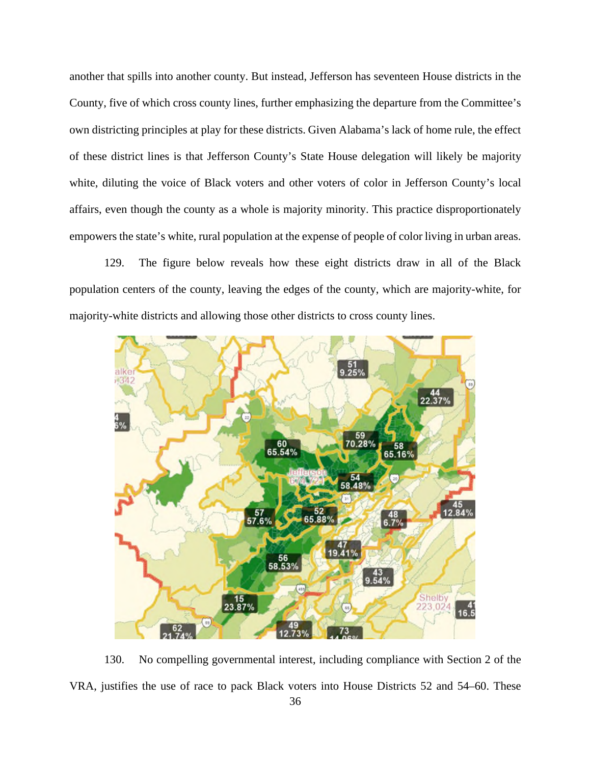another that spills into another county. But instead, Jefferson has seventeen House districts in the County, five of which cross county lines, further emphasizing the departure from the Committee's own districting principles at play for these districts. Given Alabama's lack of home rule, the effect of these district lines is that Jefferson County's State House delegation will likely be majority white, diluting the voice of Black voters and other voters of color in Jefferson County's local affairs, even though the county as a whole is majority minority. This practice disproportionately empowers the state's white, rural population at the expense of people of color living in urban areas.

129. The figure below reveals how these eight districts draw in all of the Black population centers of the county, leaving the edges of the county, which are majority-white, for majority-white districts and allowing those other districts to cross county lines.

130. No compelling governmental interest, including compliance with Section 2 of the VRA, justifies the use of race to pack Black voters into House Districts 52 and 54–60. These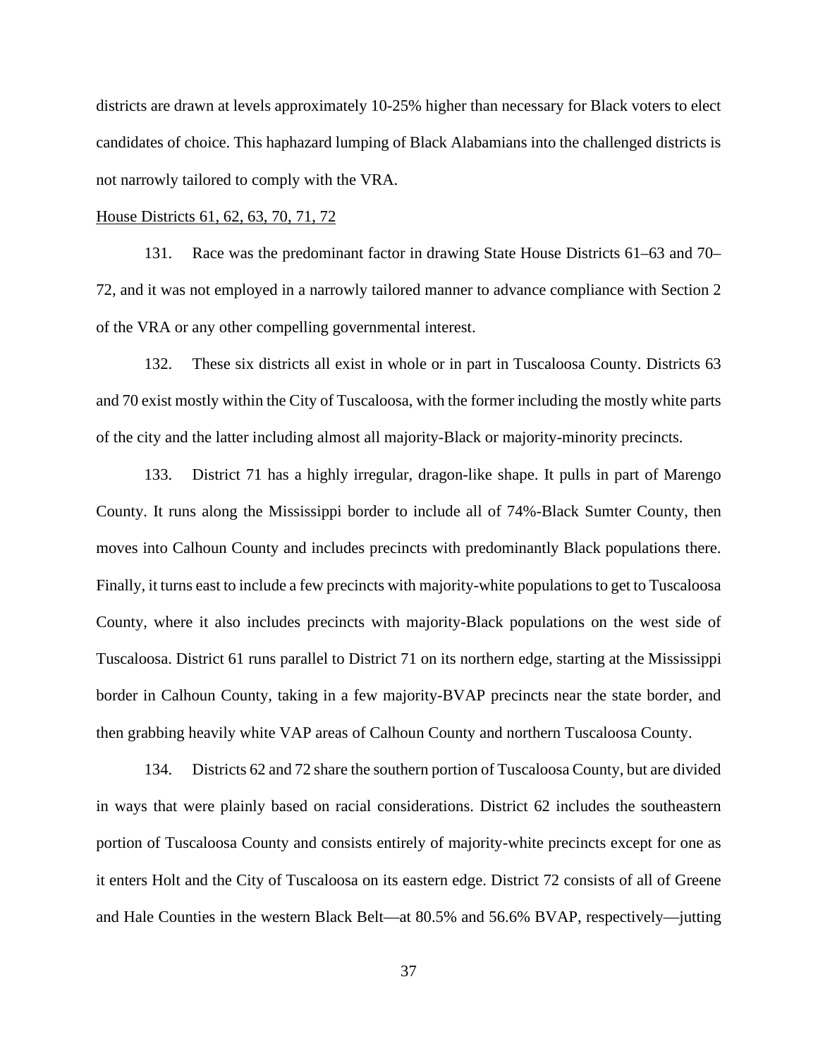districts are drawn at levels approximately 10-25% higher than necessary for Black voters to elect candidates of choice. This haphazard lumping of Black Alabamians into the challenged districts is not narrowly tailored to comply with the VRA.

<u>House Districts 61, 62, 63, 70, 71, 72</u>

131. Race was the predominant factor in drawing State House Districts 61–63 and 70–72, and it was not employed in a narrowly tailored manner to advance compliance with Section 2 of the VRA or any other compelling governmental interest.

132. These six districts all exist in whole or in part in Tuscaloosa County. Districts 63 and 70 exist mostly within the City of Tuscaloosa, with the former including the mostly white parts of the city and the latter including almost all majority-Black or majority-minority precincts.

133. District 71 has a highly irregular, dragon-like shape. It pulls in part of Marengo County. It runs along the Mississippi border to include all of 74%-Black Sumter County, then moves into Calhoun County and includes precincts with predominantly Black populations there. Finally, it turns east to include a few precincts with majority-white populations to get to Tuscaloosa County, where it also includes precincts with majority-Black populations on the west side of Tuscaloosa. District 61 runs parallel to District 71 on its northern edge, starting at the Mississippi border in Calhoun County, taking in a few majority-BVAP precincts near the state border, and then grabbing heavily white VAP areas of Calhoun County and northern Tuscaloosa County.

134. Districts 62 and 72 share the southern portion of Tuscaloosa County, but are divided in ways that were plainly based on racial considerations. District 62 includes the southeastern portion of Tuscaloosa County and consists entirely of majority-white precincts except for one as it enters Holt and the City of Tuscaloosa on its eastern edge. District 72 consists of all of Greene and Hale Counties in the western Black Belt—at 80.5% and 56.6% BVAP, respectively—jutting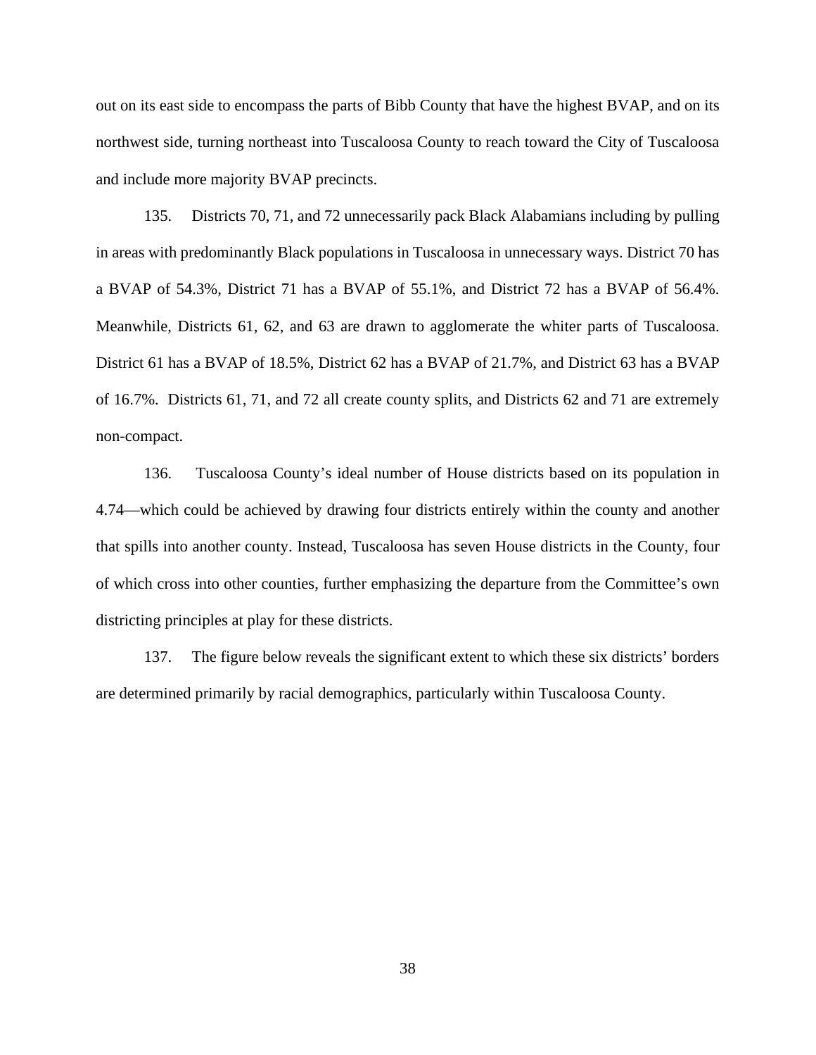out on its east side to encompass the parts of Bibb County that have the highest BVAP, and on its northwest side, turning northeast into Tuscaloosa County to reach toward the City of Tuscaloosa and include more majority BVAP precincts.

135. Districts 70, 71, and 72 unnecessarily pack Black Alabamians including by pulling in areas with predominantly Black populations in Tuscaloosa in unnecessary ways. District 70 has a BVAP of 54.3%, District 71 has a BVAP of 55.1%, and District 72 has a BVAP of 56.4%. Meanwhile, Districts 61, 62, and 63 are drawn to agglomerate the whiter parts of Tuscaloosa. District 61 has a BVAP of 18.5%, District 62 has a BVAP of 21.7%, and District 63 has a BVAP of 16.7%. Districts 61, 71, and 72 all create county splits, and Districts 62 and 71 are extremely non-compact.

136. Tuscaloosa County's ideal number of House districts based on its population in 4.74—which could be achieved by drawing four districts entirely within the county and another that spills into another county. Instead, Tuscaloosa has seven House districts in the County, four of which cross into other counties, further emphasizing the departure from the Committee's own districting principles at play for these districts.

137. The figure below reveals the significant extent to which these six districts' borders are determined primarily by racial demographics, particularly within Tuscaloosa County.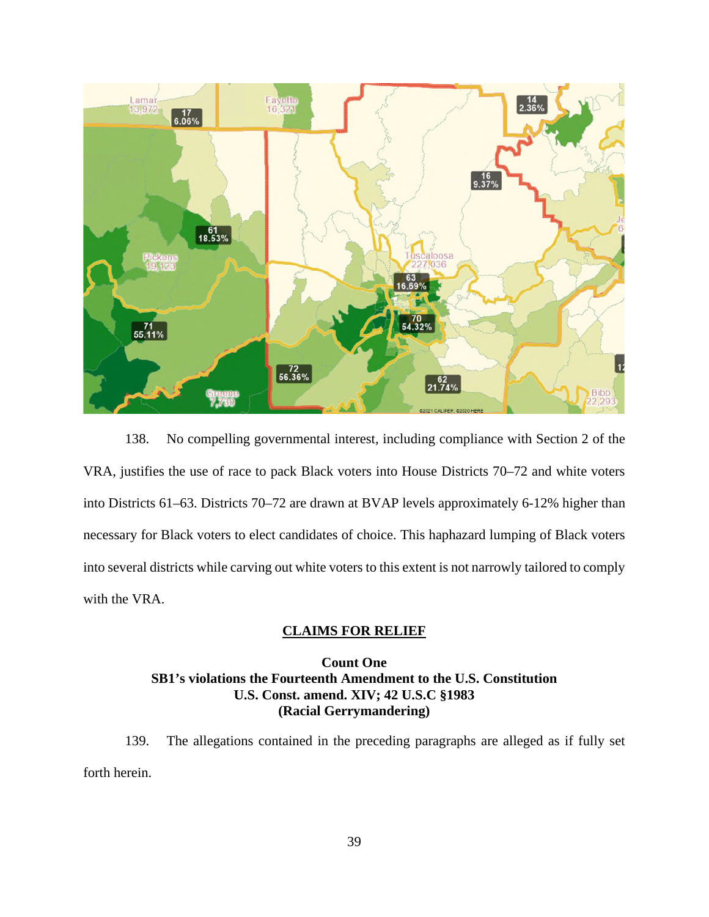138. No compelling governmental interest, including compliance with Section 2 of the VRA, justifies the use of race to pack Black voters into House Districts 70–72 and white voters into Districts 61–63. Districts 70–72 are drawn at BVAP levels approximately 6-12% higher than necessary for Black voters to elect candidates of choice. This haphazard lumping of Black voters into several districts while carving out white voters to this extent is not narrowly tailored to comply with the VRA.

## CLAIMS FOR RELIEF

### Count One
### SB1's violations the Fourteenth Amendment to the U.S. Constitution
### U.S. Const. amend. XIV; 42 U.S.C §1983
### (Racial Gerrymandering)

139. The allegations contained in the preceding paragraphs are alleged as if fully set forth herein.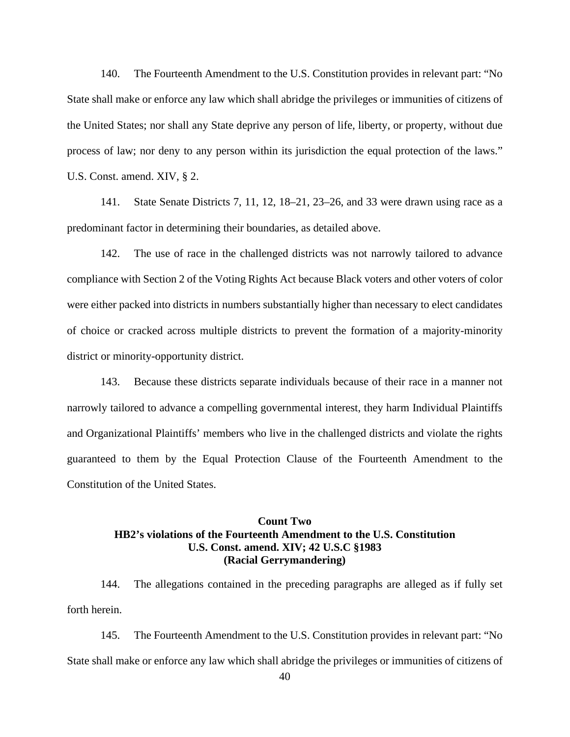140. The Fourteenth Amendment to the U.S. Constitution provides in relevant part: "No State shall make or enforce any law which shall abridge the privileges or immunities of citizens of the United States; nor shall any State deprive any person of life, liberty, or property, without due process of law; nor deny to any person within its jurisdiction the equal protection of the laws." U.S. Const. amend. XIV, § 2.

141. State Senate Districts 7, 11, 12, 18–21, 23–26, and 33 were drawn using race as a predominant factor in determining their boundaries, as detailed above.

142. The use of race in the challenged districts was not narrowly tailored to advance compliance with Section 2 of the Voting Rights Act because Black voters and other voters of color were either packed into districts in numbers substantially higher than necessary to elect candidates of choice or cracked across multiple districts to prevent the formation of a majority-minority district or minority-opportunity district.

143. Because these districts separate individuals because of their race in a manner not narrowly tailored to advance a compelling governmental interest, they harm Individual Plaintiffs and Organizational Plaintiffs' members who live in the challenged districts and violate the rights guaranteed to them by the Equal Protection Clause of the Fourteenth Amendment to the Constitution of the United States.

**Count Two**
**HB2's violations of the Fourteenth Amendment to the U.S. Constitution**
**U.S. Const. amend. XIV; 42 U.S.C §1983**
**(Racial Gerrymandering)**

144. The allegations contained in the preceding paragraphs are alleged as if fully set forth herein.

145. The Fourteenth Amendment to the U.S. Constitution provides in relevant part: "No State shall make or enforce any law which shall abridge the privileges or immunities of citizens of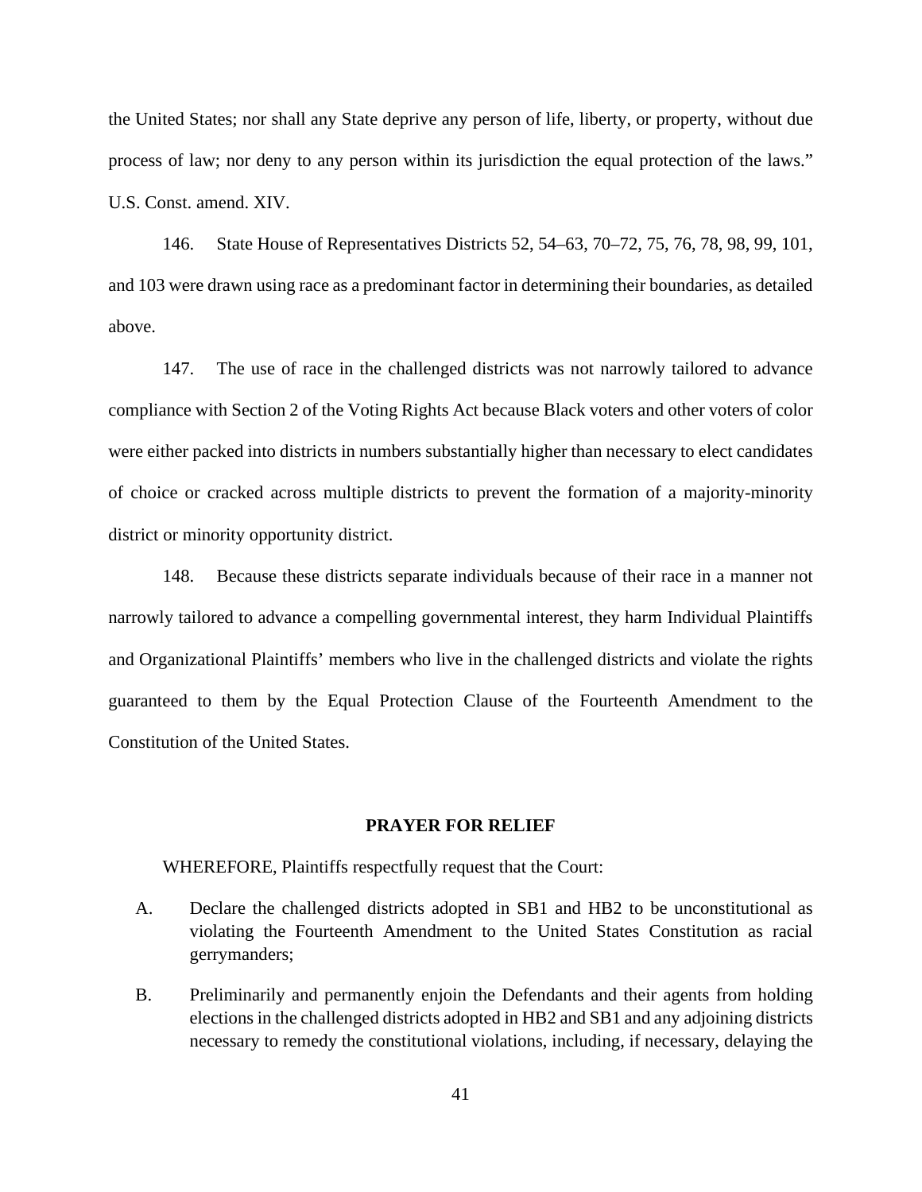the United States; nor shall any State deprive any person of life, liberty, or property, without due process of law; nor deny to any person within its jurisdiction the equal protection of the laws." U.S. Const. amend. XIV.

146. State House of Representatives Districts 52, 54–63, 70–72, 75, 76, 78, 98, 99, 101, and 103 were drawn using race as a predominant factor in determining their boundaries, as detailed above.

147. The use of race in the challenged districts was not narrowly tailored to advance compliance with Section 2 of the Voting Rights Act because Black voters and other voters of color were either packed into districts in numbers substantially higher than necessary to elect candidates of choice or cracked across multiple districts to prevent the formation of a majority-minority district or minority opportunity district.

148. Because these districts separate individuals because of their race in a manner not narrowly tailored to advance a compelling governmental interest, they harm Individual Plaintiffs and Organizational Plaintiffs' members who live in the challenged districts and violate the rights guaranteed to them by the Equal Protection Clause of the Fourteenth Amendment to the Constitution of the United States.

## PRAYER FOR RELIEF

WHEREFORE, Plaintiffs respectfully request that the Court:

A. Declare the challenged districts adopted in SB1 and HB2 to be unconstitutional as violating the Fourteenth Amendment to the United States Constitution as racial gerrymanders;

B. Preliminarily and permanently enjoin the Defendants and their agents from holding elections in the challenged districts adopted in HB2 and SB1 and any adjoining districts necessary to remedy the constitutional violations, including, if necessary, delaying the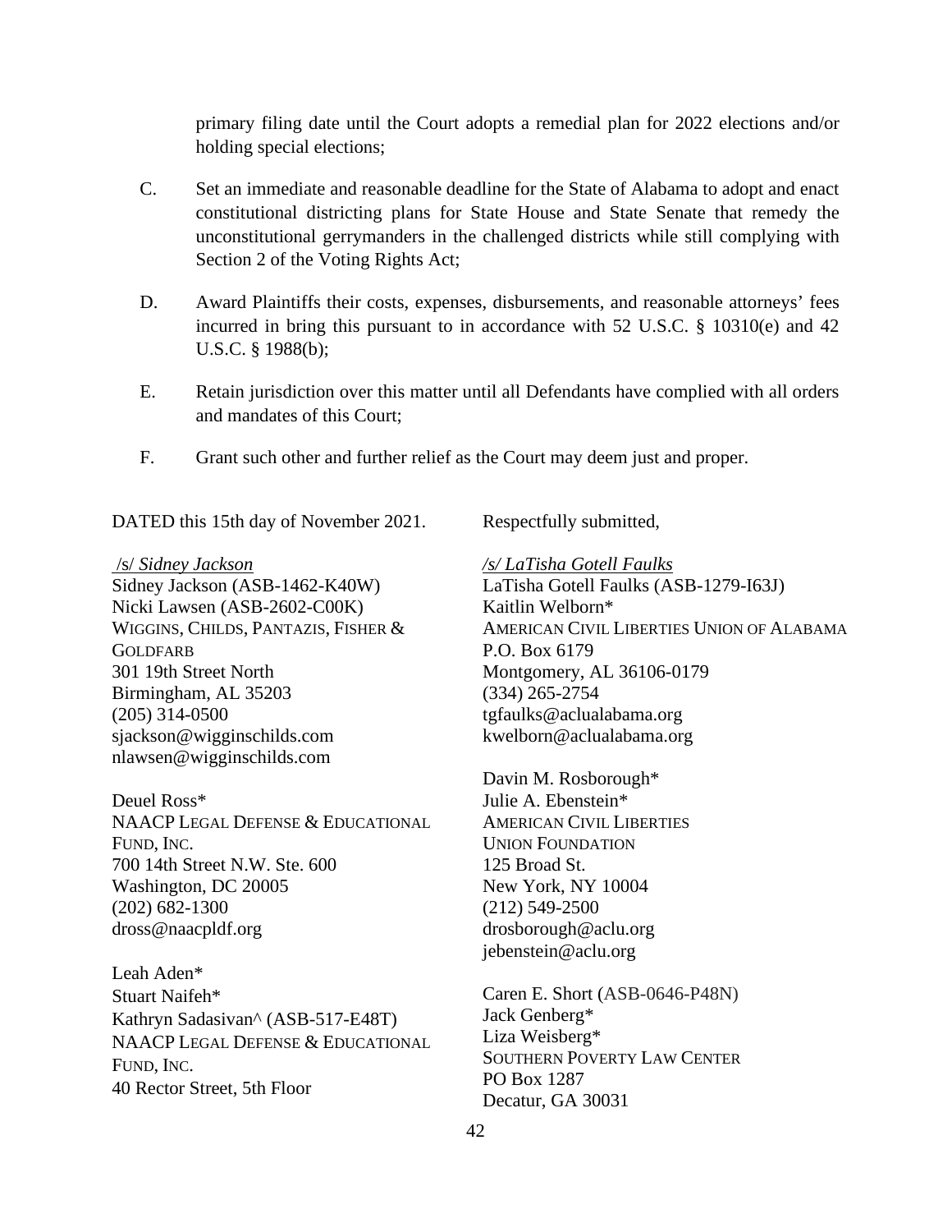primary filing date until the Court adopts a remedial plan for 2022 elections and/or holding special elections;

C. Set an immediate and reasonable deadline for the State of Alabama to adopt and enact constitutional districting plans for State House and State Senate that remedy the unconstitutional gerrymanders in the challenged districts while still complying with Section 2 of the Voting Rights Act;

D. Award Plaintiffs their costs, expenses, disbursements, and reasonable attorneys' fees incurred in bring this pursuant to in accordance with 52 U.S.C. § 10310(e) and 42 U.S.C. § 1988(b);

E. Retain jurisdiction over this matter until all Defendants have complied with all orders and mandates of this Court;

F. Grant such other and further relief as the Court may deem just and proper.

DATED this 15th day of November 2021.

Respectfully submitted,

/s/ *Sidney Jackson*
Sidney Jackson (ASB-1462-K40W)
Nicki Lawsen (ASB-2602-C00K)
WIGGINS, CHILDS, PANTAZIS, FISHER & GOLDFARB
301 19th Street North
Birmingham, AL 35203
(205) 314-0500
sjackson@wigginschilds.com
nlawsen@wigginschilds.com

Deuel Ross*
NAACP LEGAL DEFENSE & EDUCATIONAL FUND, INC.
700 14th Street N.W. Ste. 600
Washington, DC 20005
(202) 682-1300
dross@naacpldf.org

Leah Aden*
Stuart Naifeh*
Kathryn Sadasivan^ (ASB-517-E48T)
NAACP LEGAL DEFENSE & EDUCATIONAL FUND, INC.
40 Rector Street, 5th Floor

*/s/ LaTisha Gotell Faulks*
LaTisha Gotell Faulks (ASB-1279-I63J)
Kaitlin Welborn*
AMERICAN CIVIL LIBERTIES UNION OF ALABAMA
P.O. Box 6179
Montgomery, AL 36106-0179
(334) 265-2754
tgfaulks@aclualabama.org
kwelborn@aclualabama.org

Davin M. Rosborough*
Julie A. Ebenstein*
AMERICAN CIVIL LIBERTIES UNION FOUNDATION
125 Broad St.
New York, NY 10004
(212) 549-2500
drosborough@aclu.org
jebenstein@aclu.org

Caren E. Short (ASB-0646-P48N)
Jack Genberg*
Liza Weisberg*
SOUTHERN POVERTY LAW CENTER
PO Box 1287
Decatur, GA 30031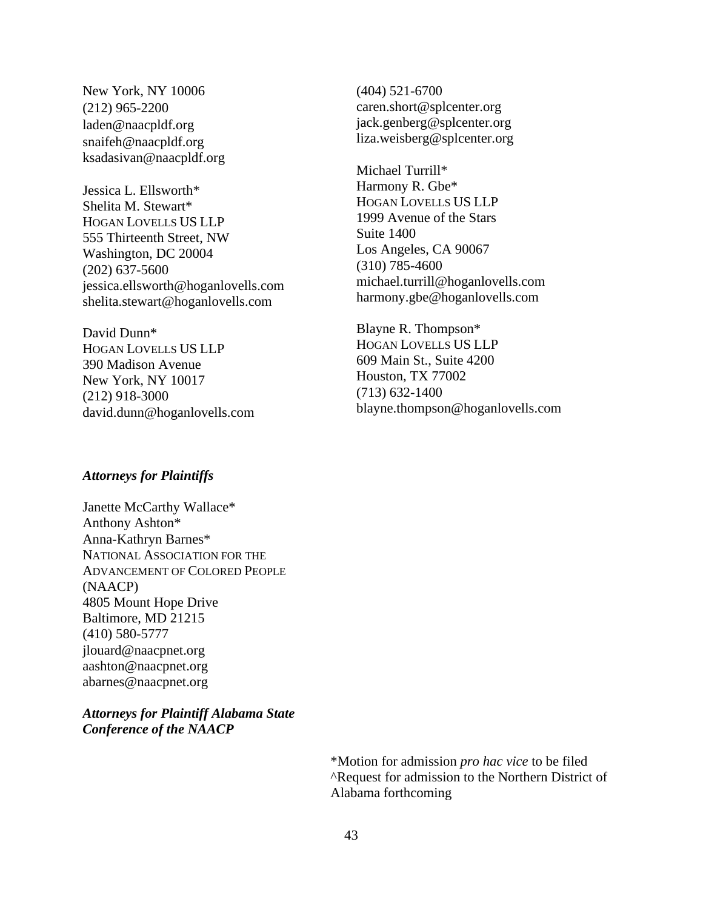New York, NY 10006
(212) 965-2200
laden@naacpldf.org
snaifeh@naacpldf.org
ksadasivan@naacpldf.org

Jessica L. Ellsworth*
Shelita M. Stewart*
HOGAN LOVELLS US LLP
555 Thirteenth Street, NW
Washington, DC 20004
(202) 637-5600
jessica.ellsworth@hoganlovells.com
shelita.stewart@hoganlovells.com

David Dunn*
HOGAN LOVELLS US LLP
390 Madison Avenue
New York, NY 10017
(212) 918-3000
david.dunn@hoganlovells.com

(404) 521-6700
caren.short@splcenter.org
jack.genberg@splcenter.org
liza.weisberg@splcenter.org

Michael Turrill*
Harmony R. Gbe*
HOGAN LOVELLS US LLP
1999 Avenue of the Stars
Suite 1400
Los Angeles, CA 90067
(310) 785-4600
michael.turrill@hoganlovells.com
harmony.gbe@hoganlovells.com

Blayne R. Thompson*
HOGAN LOVELLS US LLP
609 Main St., Suite 4200
Houston, TX 77002
(713) 632-1400
blayne.thompson@hoganlovells.com

***Attorneys for Plaintiffs***

Janette McCarthy Wallace*
Anthony Ashton*
Anna-Kathryn Barnes*
NATIONAL ASSOCIATION FOR THE ADVANCEMENT OF COLORED PEOPLE (NAACP)
4805 Mount Hope Drive
Baltimore, MD 21215
(410) 580-5777
jlouard@naacpnet.org
aashton@naacpnet.org
abarnes@naacpnet.org

***Attorneys for Plaintiff Alabama State Conference of the NAACP***

*Motion for admission *pro hac vice* to be filed
^Request for admission to the Northern District of Alabama forthcoming